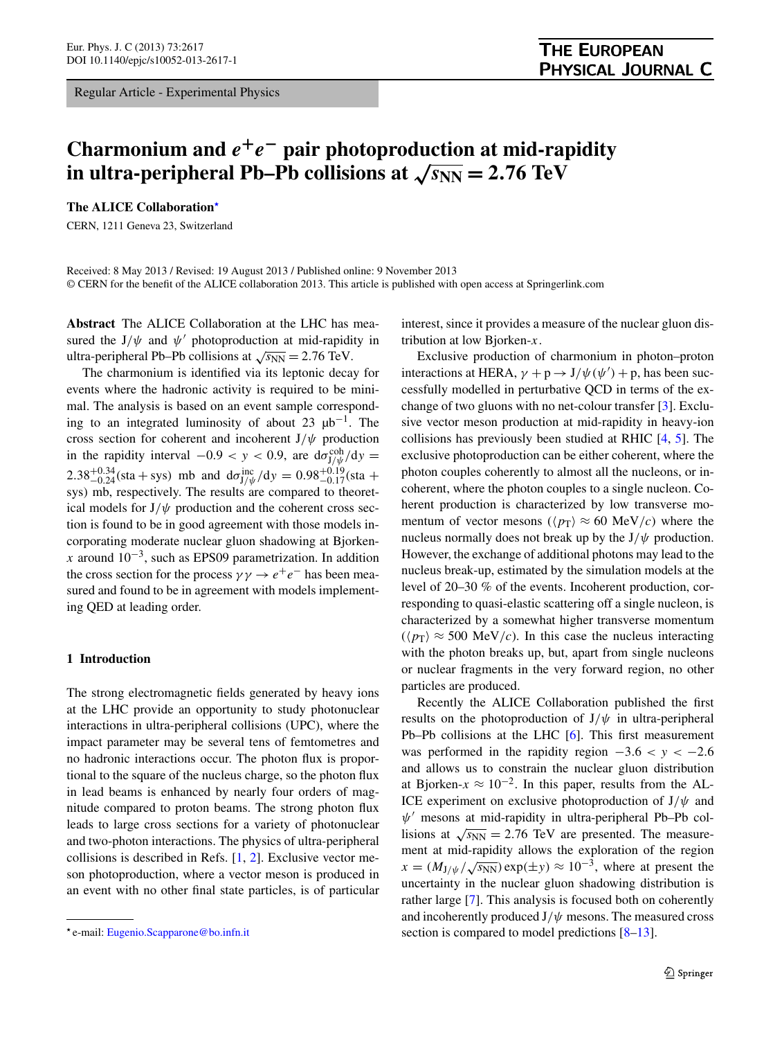Regular Article - Experimental Physics

# Charmonium and $e^+e^-$ pair photoproduction at mid-rapidity in ultra-peripheral Pb–Pb collisions at $\sqrt{s_{\rm NN}} = 2.76$ TeV

**The ALICE Collaboration**[*]

CERN, 1211 Geneva 23, Switzerland

Received: 8 May 2013 / Revised: 19 August 2013 / Published online: 9 November 2013
© CERN for the benefit of the ALICE collaboration 2013. This article is published with open access at Springerlink.com

**Abstract** The ALICE Collaboration at the LHC has measured the $J/\psi$ and $\psi'$ photoproduction at mid-rapidity in ultra-peripheral Pb–Pb collisions at $\sqrt{s_{\rm NN}} = 2.76$ TeV.

The charmonium is identified via its leptonic decay for events where the hadronic activity is required to be minimal. The analysis is based on an event sample corresponding to an integrated luminosity of about 23 $\mu b^{-1}$. The cross section for coherent and incoherent $J/\psi$ production in the rapidity interval $-0.9 < y < 0.9$, are $d\sigma^{\rm coh}_{J/\psi}/dy = 2.38^{+0.34}_{-0.24}(\text{sta}+\text{sys})$ mb and $d\sigma^{\rm inc}_{J/\psi}/dy = 0.98^{+0.19}_{-0.17}(\text{sta}+\text{sys})$ mb, respectively. The results are compared to theoretical models for $J/\psi$ production and the coherent cross section is found to be in good agreement with those models incorporating moderate nuclear gluon shadowing at Bjorken-$x$ around $10^{-3}$, such as EPS09 parametrization. In addition the cross section for the process $\gamma\gamma \to e^+e^-$ has been measured and found to be in agreement with models implementing QED at leading order.

## 1 Introduction

The strong electromagnetic fields generated by heavy ions at the LHC provide an opportunity to study photonuclear interactions in ultra-peripheral collisions (UPC), where the impact parameter may be several tens of femtometres and no hadronic interactions occur. The photon flux is proportional to the square of the nucleus charge, so the photon flux in lead beams is enhanced by nearly four orders of magnitude compared to proton beams. The strong photon flux leads to large cross sections for a variety of photonuclear and two-photon interactions. The physics of ultra-peripheral collisions is described in Refs. [1, 2]. Exclusive vector meson photoproduction, where a vector meson is produced in an event with no other final state particles, is of particular interest, since it provides a measure of the nuclear gluon distribution at low Bjorken-$x$.

Exclusive production of charmonium in photon–proton interactions at HERA, $\gamma + p \to J/\psi(\psi') + p$, has been successfully modelled in perturbative QCD in terms of the exchange of two gluons with no net-colour transfer [3]. Exclusive vector meson production at mid-rapidity in heavy-ion collisions has previously been studied at RHIC [4, 5]. The exclusive photoproduction can be either coherent, where the photon couples coherently to almost all the nucleons, or incoherent, where the photon couples to a single nucleon. Coherent production is characterized by low transverse momentum of vector mesons ($\langle p_{\rm T}\rangle \approx 60$ MeV/$c$) where the nucleus normally does not break up by the $J/\psi$ production. However, the exchange of additional photons may lead to the nucleus break-up, estimated by the simulation models at the level of 20–30 % of the events. Incoherent production, corresponding to quasi-elastic scattering off a single nucleon, is characterized by a somewhat higher transverse momentum ($\langle p_{\rm T}\rangle \approx 500$ MeV/$c$). In this case the nucleus interacting with the photon breaks up, but, apart from single nucleons or nuclear fragments in the very forward region, no other particles are produced.

Recently the ALICE Collaboration published the first results on the photoproduction of $J/\psi$ in ultra-peripheral Pb–Pb collisions at the LHC [6]. This first measurement was performed in the rapidity region $-3.6 < y < -2.6$ and allows us to constrain the nuclear gluon distribution at Bjorken-$x \approx 10^{-2}$. In this paper, results from the ALICE experiment on exclusive photoproduction of $J/\psi$ and $\psi'$ mesons at mid-rapidity in ultra-peripheral Pb–Pb collisions at $\sqrt{s_{\rm NN}} = 2.76$ TeV are presented. The measurement at mid-rapidity allows the exploration of the region $x = (M_{J/\psi}/\sqrt{s_{\rm NN}})\exp(\pm y) \approx 10^{-3}$, where at present the uncertainty in the nuclear gluon shadowing distribution is rather large [7]. This analysis is focused both on coherently and incoherently produced $J/\psi$ mesons. The measured cross section is compared to model predictions [8–13].

[*] e-mail: Eugenio.Scapparone@bo.infn.it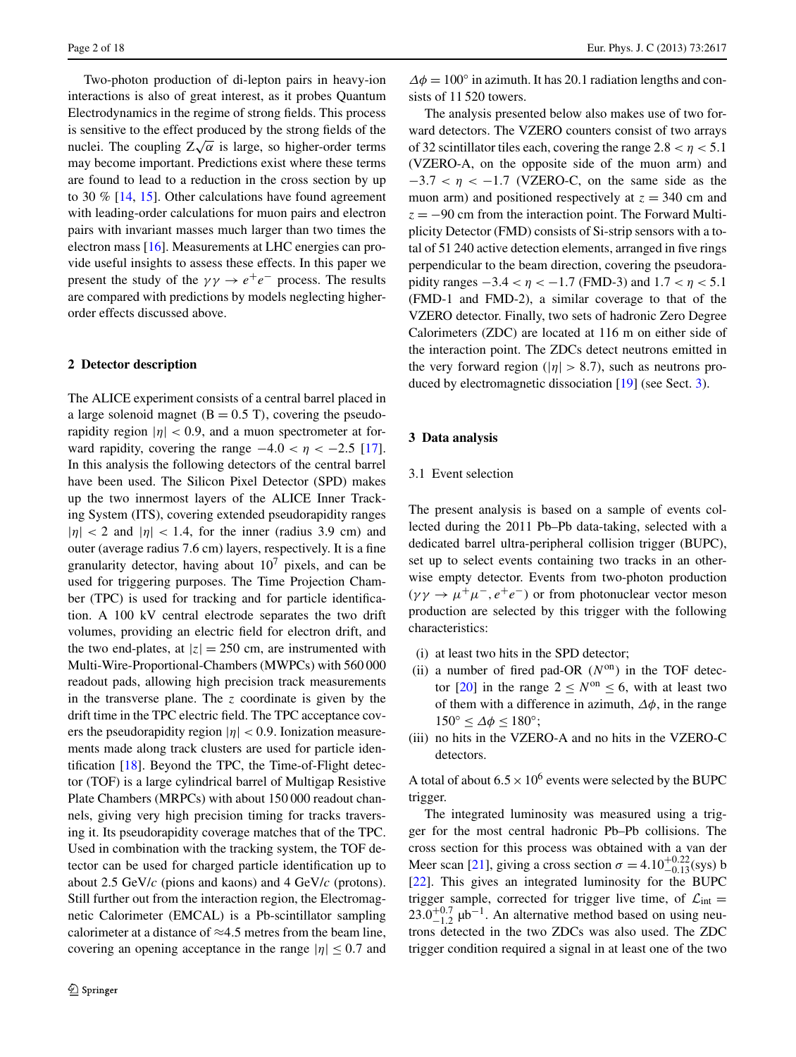Two-photon production of di-lepton pairs in heavy-ion interactions is also of great interest, as it probes Quantum Electrodynamics in the regime of strong fields. This process is sensitive to the effect produced by the strong fields of the nuclei. The coupling $Z\sqrt{\alpha}$ is large, so higher-order terms may become important. Predictions exist where these terms are found to lead to a reduction in the cross section by up to 30 % [14, 15]. Other calculations have found agreement with leading-order calculations for muon pairs and electron pairs with invariant masses much larger than two times the electron mass [16]. Measurements at LHC energies can provide useful insights to assess these effects. In this paper we present the study of the $\gamma\gamma \to e^+e^-$ process. The results are compared with predictions by models neglecting higher-order effects discussed above.

## 2 Detector description

The ALICE experiment consists of a central barrel placed in a large solenoid magnet (B = 0.5 T), covering the pseudorapidity region $|\eta| < 0.9$, and a muon spectrometer at forward rapidity, covering the range $-4.0 < \eta < -2.5$ [17]. In this analysis the following detectors of the central barrel have been used. The Silicon Pixel Detector (SPD) makes up the two innermost layers of the ALICE Inner Tracking System (ITS), covering extended pseudorapidity ranges $|\eta| < 2$ and $|\eta| < 1.4$, for the inner (radius 3.9 cm) and outer (average radius 7.6 cm) layers, respectively. It is a fine granularity detector, having about $10^7$ pixels, and can be used for triggering purposes. The Time Projection Chamber (TPC) is used for tracking and for particle identification. A 100 kV central electrode separates the two drift volumes, providing an electric field for electron drift, and the two end-plates, at $|z| = 250$ cm, are instrumented with Multi-Wire-Proportional-Chambers (MWPCs) with 560 000 readout pads, allowing high precision track measurements in the transverse plane. The $z$ coordinate is given by the drift time in the TPC electric field. The TPC acceptance covers the pseudorapidity region $|\eta| < 0.9$. Ionization measurements made along track clusters are used for particle identification [18]. Beyond the TPC, the Time-of-Flight detector (TOF) is a large cylindrical barrel of Multigap Resistive Plate Chambers (MRPCs) with about 150 000 readout channels, giving very high precision timing for tracks traversing it. Its pseudorapidity coverage matches that of the TPC. Used in combination with the tracking system, the TOF detector can be used for charged particle identification up to about 2.5 GeV/$c$ (pions and kaons) and 4 GeV/$c$ (protons). Still further out from the interaction region, the Electromagnetic Calorimeter (EMCAL) is a Pb-scintillator sampling calorimeter at a distance of ≈4.5 metres from the beam line, covering an opening acceptance in the range $|\eta| \le 0.7$ and $\Delta\phi = 100^\circ$ in azimuth. It has 20.1 radiation lengths and consists of 11 520 towers.

The analysis presented below also makes use of two forward detectors. The VZERO counters consist of two arrays of 32 scintillator tiles each, covering the range $2.8 < \eta < 5.1$ (VZERO-A, on the opposite side of the muon arm) and $-3.7 < \eta < -1.7$ (VZERO-C, on the same side as the muon arm) and positioned respectively at $z = 340$ cm and $z = -90$ cm from the interaction point. The Forward Multiplicity Detector (FMD) consists of Si-strip sensors with a total of 51 240 active detection elements, arranged in five rings perpendicular to the beam direction, covering the pseudorapidity ranges $-3.4 < \eta < -1.7$ (FMD-3) and $1.7 < \eta < 5.1$ (FMD-1 and FMD-2), a similar coverage to that of the VZERO detector. Finally, two sets of hadronic Zero Degree Calorimeters (ZDC) are located at 116 m on either side of the interaction point. The ZDCs detect neutrons emitted in the very forward region ($|\eta| > 8.7$), such as neutrons produced by electromagnetic dissociation [19] (see Sect. 3).

## 3 Data analysis

### 3.1 Event selection

The present analysis is based on a sample of events collected during the 2011 Pb–Pb data-taking, selected with a dedicated barrel ultra-peripheral collision trigger (BUPC), set up to select events containing two tracks in an otherwise empty detector. Events from two-photon production ($\gamma\gamma \to \mu^+\mu^-, e^+e^-$) or from photonuclear vector meson production are selected by this trigger with the following characteristics:

(i) at least two hits in the SPD detector;
(ii) a number of fired pad-OR ($N^{\text{on}}$) in the TOF detector [20] in the range $2 \le N^{\text{on}} \le 6$, with at least two of them with a difference in azimuth, $\Delta\phi$, in the range $150^\circ \le \Delta\phi \le 180^\circ$;
(iii) no hits in the VZERO-A and no hits in the VZERO-C detectors.

A total of about $6.5 \times 10^6$ events were selected by the BUPC trigger.

The integrated luminosity was measured using a trigger for the most central hadronic Pb–Pb collisions. The cross section for this process was obtained with a van der Meer scan [21], giving a cross section $\sigma = 4.10^{+0.22}_{-0.13}(\text{sys})$ b [22]. This gives an integrated luminosity for the BUPC trigger sample, corrected for trigger live time, of $\mathcal{L}_{\text{int}} = 23.0^{+0.7}_{-1.2}$ μb$^{-1}$. An alternative method based on using neutrons detected in the two ZDCs was also used. The ZDC trigger condition required a signal in at least one of the two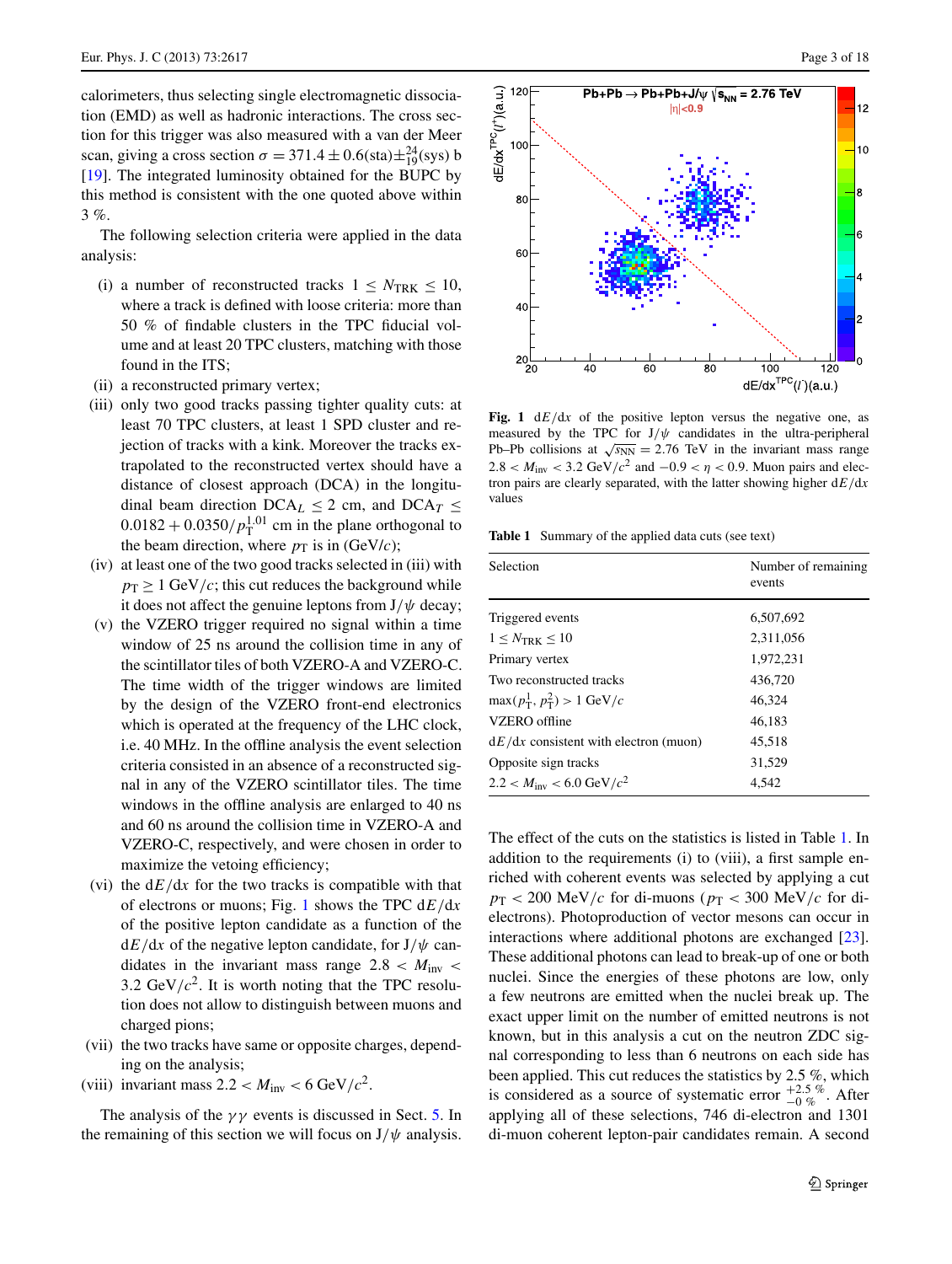calorimeters, thus selecting single electromagnetic dissociation (EMD) as well as hadronic interactions. The cross section for this trigger was also measured with a van der Meer scan, giving a cross section $\sigma = 371.4 \pm 0.6(\text{sta})^{+24}_{-19}(\text{sys})$ b [19]. The integrated luminosity obtained for the BUPC by this method is consistent with the one quoted above within 3 %.

The following selection criteria were applied in the data analysis:

(i) a number of reconstructed tracks $1 \leq N_{\text{TRK}} \leq 10$, where a track is defined with loose criteria: more than 50 % of findable clusters in the TPC fiducial volume and at least 20 TPC clusters, matching with those found in the ITS;

(ii) a reconstructed primary vertex;

(iii) only two good tracks passing tighter quality cuts: at least 70 TPC clusters, at least 1 SPD cluster and rejection of tracks with a kink. Moreover the tracks extrapolated to the reconstructed vertex should have a distance of closest approach (DCA) in the longitudinal beam direction $\text{DCA}_L \leq 2$ cm, and $\text{DCA}_T \leq 0.0182 + 0.0350/p_{\text{T}}^{1.01}$ cm in the plane orthogonal to the beam direction, where $p_{\text{T}}$ is in (GeV/$c$);

(iv) at least one of the two good tracks selected in (iii) with $p_{\text{T}} \geq 1$ GeV/$c$; this cut reduces the background while it does not affect the genuine leptons from J/$\psi$ decay;

(v) the VZERO trigger required no signal within a time window of 25 ns around the collision time in any of the scintillator tiles of both VZERO-A and VZERO-C. The time width of the trigger windows are limited by the design of the VZERO front-end electronics which is operated at the frequency of the LHC clock, i.e. 40 MHz. In the offline analysis the event selection criteria consisted in an absence of a reconstructed signal in any of the VZERO scintillator tiles. The time windows in the offline analysis are enlarged to 40 ns and 60 ns around the collision time in VZERO-A and VZERO-C, respectively, and were chosen in order to maximize the vetoing efficiency;

(vi) the $\text{d}E/\text{d}x$ for the two tracks is compatible with that of electrons or muons; Fig. 1 shows the TPC $\text{d}E/\text{d}x$ of the positive lepton candidate as a function of the $\text{d}E/\text{d}x$ of the negative lepton candidate, for J/$\psi$ candidates in the invariant mass range $2.8 < M_{\text{inv}} < 3.2$ GeV/$c^2$. It is worth noting that the TPC resolution does not allow to distinguish between muons and charged pions;

(vii) the two tracks have same or opposite charges, depending on the analysis;

(viii) invariant mass $2.2 < M_{\text{inv}} < 6$ GeV/$c^2$.

The analysis of the $\gamma\gamma$ events is discussed in Sect. 5. In the remaining of this section we will focus on J/$\psi$ analysis.

Pb+Pb → Pb+Pb+J/ψ $\sqrt{s_{NN}}$ = 2.76 TeV
|η|<0.9
dE/dx$^{TPC}$($l^+$)(a.u.)
dE/dx$^{TPC}$($l^-$)(a.u.)
20 40 60 80 100 120
20 40 60 80 100 120
0 2 4 6 8 10 12

**Fig. 1** $\text{d}E/\text{d}x$ of the positive lepton versus the negative one, as measured by the TPC for J/$\psi$ candidates in the ultra-peripheral Pb–Pb collisions at $\sqrt{s_{\text{NN}}} = 2.76$ TeV in the invariant mass range $2.8 < M_{\text{inv}} < 3.2$ GeV/$c^2$ and $-0.9 < \eta < 0.9$. Muon pairs and electron pairs are clearly separated, with the latter showing higher $\text{d}E/\text{d}x$ values

**Table 1** Summary of the applied data cuts (see text)

| Selection | Number of remaining events |
|---|---|
| Triggered events | 6,507,692 |
| $1 \leq N_{\text{TRK}} \leq 10$ | 2,311,056 |
| Primary vertex | 1,972,231 |
| Two reconstructed tracks | 436,720 |
| $\max(p_{\text{T}}^1, p_{\text{T}}^2) > 1$ GeV/$c$ | 46,324 |
| VZERO offline | 46,183 |
| $\text{d}E/\text{d}x$ consistent with electron (muon) | 45,518 |
| Opposite sign tracks | 31,529 |
| $2.2 < M_{\text{inv}} < 6.0$ GeV/$c^2$ | 4,542 |

The effect of the cuts on the statistics is listed in Table 1. In addition to the requirements (i) to (viii), a first sample enriched with coherent events was selected by applying a cut $p_{\text{T}} < 200$ MeV/$c$ for di-muons ($p_{\text{T}} < 300$ MeV/$c$ for di-electrons). Photoproduction of vector mesons can occur in interactions where additional photons are exchanged [23]. These additional photons can lead to break-up of one or both nuclei. Since the energies of these photons are low, only a few neutrons are emitted when the nuclei break up. The exact upper limit on the number of emitted neutrons is not known, but in this analysis a cut on the neutron ZDC signal corresponding to less than 6 neutrons on each side has been applied. This cut reduces the statistics by 2.5 %, which is considered as a source of systematic error $^{+2.5\ \%}_{-0\ \%}$. After applying all of these selections, 746 di-electron and 1301 di-muon coherent lepton-pair candidates remain. A second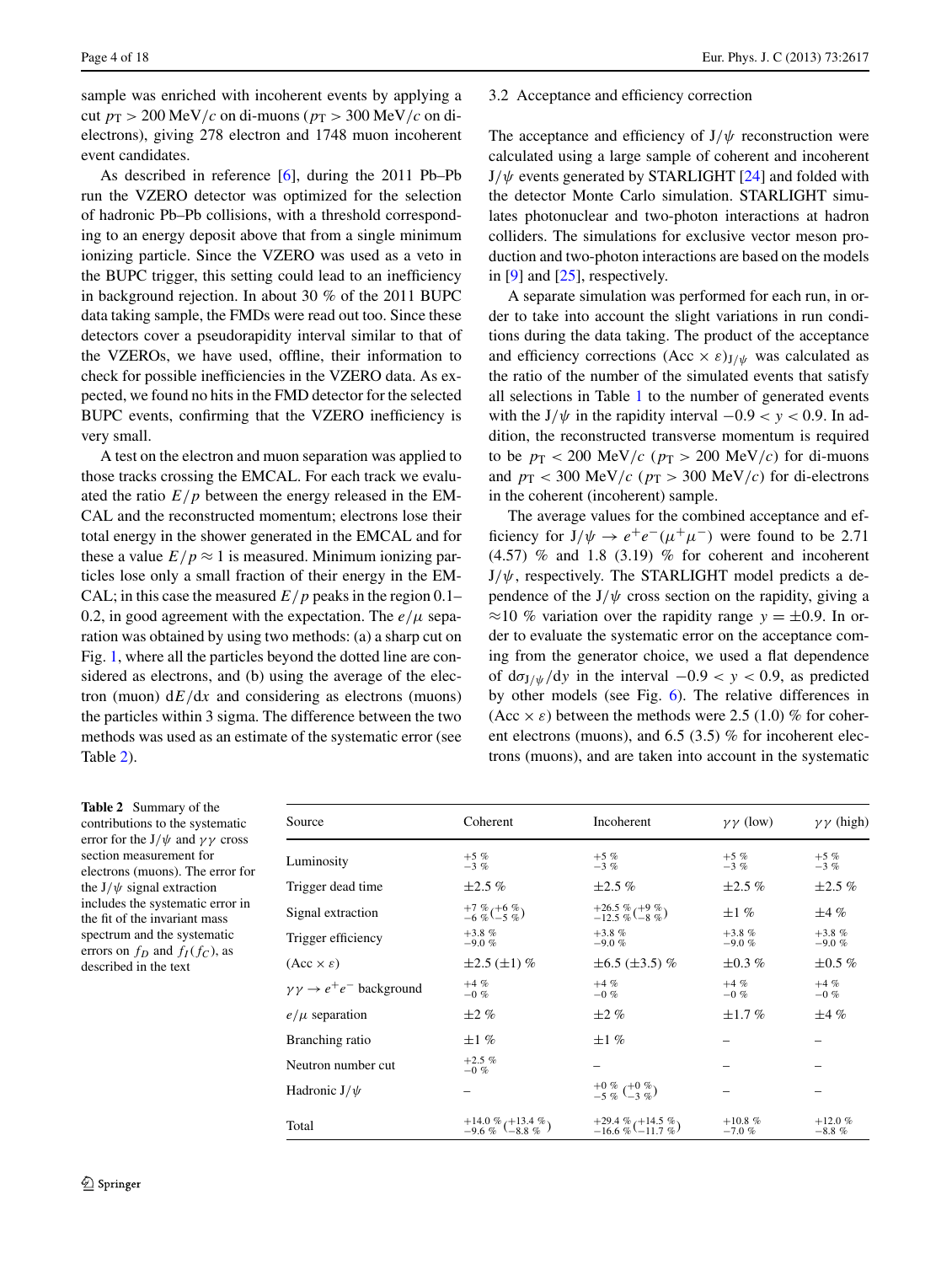sample was enriched with incoherent events by applying a cut $p_T > 200$ MeV/$c$ on di-muons ($p_T > 300$ MeV/$c$ on di-electrons), giving 278 electron and 1748 muon incoherent event candidates.

As described in reference [6], during the 2011 Pb–Pb run the VZERO detector was optimized for the selection of hadronic Pb–Pb collisions, with a threshold corresponding to an energy deposit above that from a single minimum ionizing particle. Since the VZERO was used as a veto in the BUPC trigger, this setting could lead to an inefficiency in background rejection. In about 30 % of the 2011 BUPC data taking sample, the FMDs were read out too. Since these detectors cover a pseudorapidity interval similar to that of the VZEROs, we have used, offline, their information to check for possible inefficiencies in the VZERO data. As expected, we found no hits in the FMD detector for the selected BUPC events, confirming that the VZERO inefficiency is very small.

A test on the electron and muon separation was applied to those tracks crossing the EMCAL. For each track we evaluated the ratio $E/p$ between the energy released in the EMCAL and the reconstructed momentum; electrons lose their total energy in the shower generated in the EMCAL and for these a value $E/p \approx 1$ is measured. Minimum ionizing particles lose only a small fraction of their energy in the EMCAL; in this case the measured $E/p$ peaks in the region 0.1–0.2, in good agreement with the expectation. The $e/\mu$ separation was obtained by using two methods: (a) a sharp cut on Fig. 1, where all the particles beyond the dotted line are considered as electrons, and (b) using the average of the electron (muon) $dE/dx$ and considering as electrons (muons) the particles within 3 sigma. The difference between the two methods was used as an estimate of the systematic error (see Table 2).

### 3.2 Acceptance and efficiency correction

The acceptance and efficiency of J/$\psi$ reconstruction were calculated using a large sample of coherent and incoherent J/$\psi$ events generated by STARLIGHT [24] and folded with the detector Monte Carlo simulation. STARLIGHT simulates photonuclear and two-photon interactions at hadron colliders. The simulations for exclusive vector meson production and two-photon interactions are based on the models in [9] and [25], respectively.

A separate simulation was performed for each run, in order to take into account the slight variations in run conditions during the data taking. The product of the acceptance and efficiency corrections $(\mathrm{Acc} \times \varepsilon)_{J/\psi}$ was calculated as the ratio of the number of the simulated events that satisfy all selections in Table 1 to the number of generated events with the J/$\psi$ in the rapidity interval $-0.9 < y < 0.9$. In addition, the reconstructed transverse momentum is required to be $p_T < 200$ MeV/$c$ ($p_T > 200$ MeV/$c$) for di-muons and $p_T < 300$ MeV/$c$ ($p_T > 300$ MeV/$c$) for di-electrons in the coherent (incoherent) sample.

The average values for the combined acceptance and efficiency for $J/\psi \to e^+e^-(\mu^+\mu^-)$ were found to be 2.71 (4.57) % and 1.8 (3.19) % for coherent and incoherent J/$\psi$, respectively. The STARLIGHT model predicts a dependence of the J/$\psi$ cross section on the rapidity, giving a $\approx$10 % variation over the rapidity range $y = \pm 0.9$. In order to evaluate the systematic error on the acceptance coming from the generator choice, we used a flat dependence of $d\sigma_{J/\psi}/dy$ in the interval $-0.9 < y < 0.9$, as predicted by other models (see Fig. 6). The relative differences in $(\mathrm{Acc} \times \varepsilon)$ between the methods were 2.5 (1.0) % for coherent electrons (muons), and 6.5 (3.5) % for incoherent electrons (muons), and are taken into account in the systematic

**Table 2** Summary of the contributions to the systematic error for the J/$\psi$ and $\gamma\gamma$ cross section measurement for electrons (muons). The error for the J/$\psi$ signal extraction includes the systematic error in the fit of the invariant mass spectrum and the systematic errors on $f_D$ and $f_I(f_C)$, as described in the text

| Source | Coherent | Incoherent | $\gamma\gamma$ (low) | $\gamma\gamma$ (high) |
|---|---|---|---|---|
| Luminosity | $^{+5\,\%}_{-3\,\%}$ | $^{+5\,\%}_{-3\,\%}$ | $^{+5\,\%}_{-3\,\%}$ | $^{+5\,\%}_{-3\,\%}$ |
| Trigger dead time | $\pm 2.5$ % | $\pm 2.5$ % | $\pm 2.5$ % | $\pm 2.5$ % |
| Signal extraction | $^{+7\,\%}_{-6\,\%}(^{+6\,\%}_{-5\,\%})$ | $^{+26.5\,\%}_{-12.5\,\%}(^{+9\,\%}_{-8\,\%})$ | $\pm 1$ % | $\pm 4$ % |
| Trigger efficiency | $^{+3.8\,\%}_{-9.0\,\%}$ | $^{+3.8\,\%}_{-9.0\,\%}$ | $^{+3.8\,\%}_{-9.0\,\%}$ | $^{+3.8\,\%}_{-9.0\,\%}$ |
| $(\mathrm{Acc} \times \varepsilon)$ | $\pm 2.5$ ($\pm 1$) % | $\pm 6.5$ ($\pm 3.5$) % | $\pm 0.3$ % | $\pm 0.5$ % |
| $\gamma\gamma \to e^+e^-$ background | $^{+4\,\%}_{-0\,\%}$ | $^{+4\,\%}_{-0\,\%}$ | $^{+4\,\%}_{-0\,\%}$ | $^{+4\,\%}_{-0\,\%}$ |
| $e/\mu$ separation | $\pm 2$ % | $\pm 2$ % | $\pm 1.7$ % | $\pm 4$ % |
| Branching ratio | $\pm 1$ % | $\pm 1$ % | – | – |
| Neutron number cut | $^{+2.5\,\%}_{-0\,\%}$ | – | – | – |
| Hadronic J/$\psi$ | – | $^{+0\,\%}_{-5\,\%}(^{+0\,\%}_{-3\,\%})$ | – | – |
| Total | $^{+14.0\,\%}_{-9.6\,\%}(^{+13.4\,\%}_{-8.8\,\%})$ | $^{+29.4\,\%}_{-16.6\,\%}(^{+14.5\,\%}_{-11.7\,\%})$ | $^{+10.8\,\%}_{-7.0\,\%}$ | $^{+12.0\,\%}_{-8.8\,\%}$ |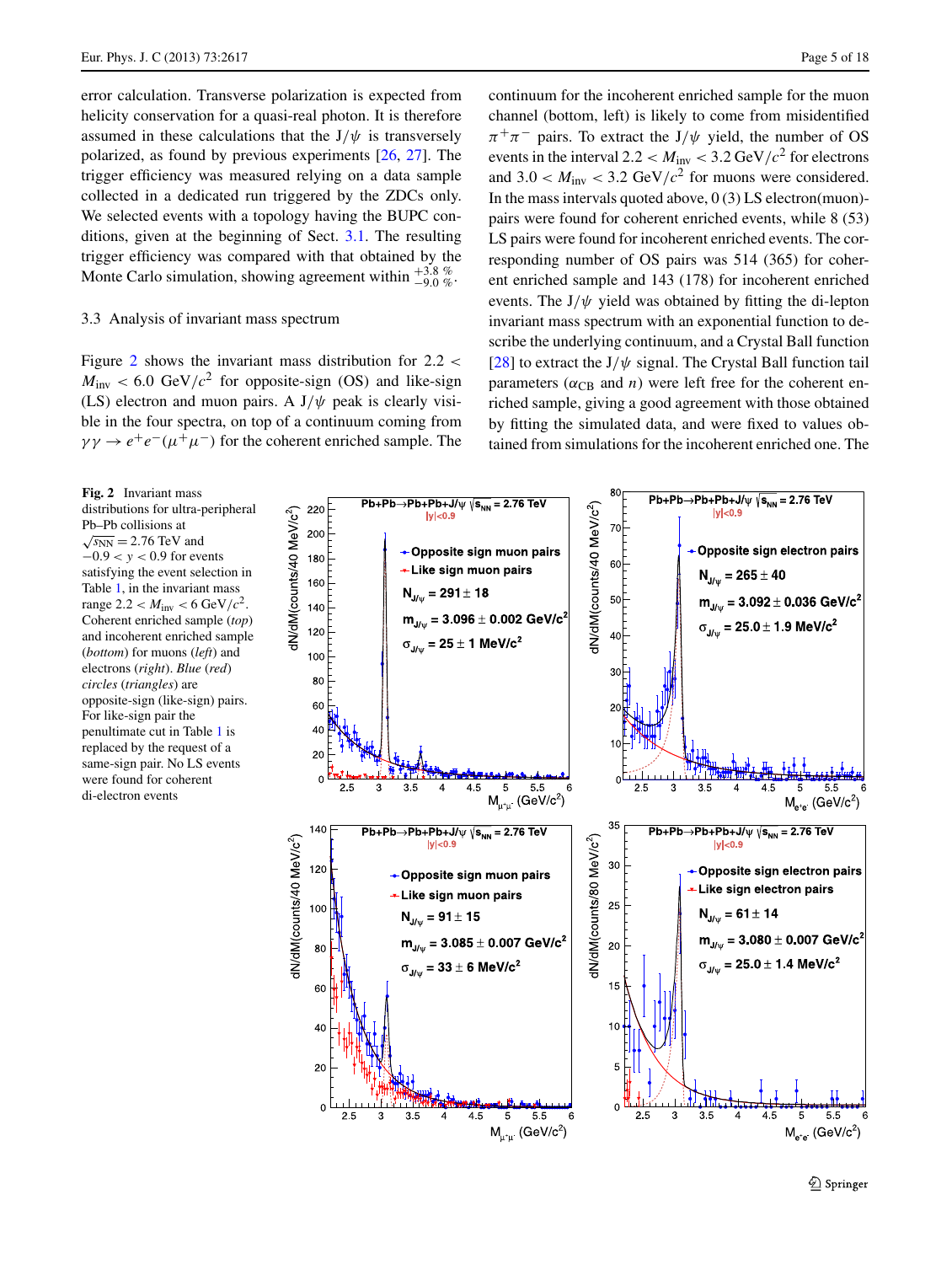error calculation. Transverse polarization is expected from helicity conservation for a quasi-real photon. It is therefore assumed in these calculations that the J/$\psi$ is transversely polarized, as found by previous experiments [26, 27]. The trigger efficiency was measured relying on a data sample collected in a dedicated run triggered by the ZDCs only. We selected events with a topology having the BUPC conditions, given at the beginning of Sect. 3.1. The resulting trigger efficiency was compared with that obtained by the Monte Carlo simulation, showing agreement within $^{+3.8\ \%}_{-9.0\ \%}$.

### 3.3 Analysis of invariant mass spectrum

Figure 2 shows the invariant mass distribution for $2.2 < M_{\rm inv} < 6.0$ GeV/$c^2$ for opposite-sign (OS) and like-sign (LS) electron and muon pairs. A J/$\psi$ peak is clearly visible in the four spectra, on top of a continuum coming from $\gamma\gamma \to e^+e^-(\mu^+\mu^-)$ for the coherent enriched sample. The continuum for the incoherent enriched sample for the muon channel (bottom, left) is likely to come from misidentified $\pi^+\pi^-$ pairs. To extract the J/$\psi$ yield, the number of OS events in the interval $2.2 < M_{\rm inv} < 3.2$ GeV/$c^2$ for electrons and $3.0 < M_{\rm inv} < 3.2$ GeV/$c^2$ for muons were considered. In the mass intervals quoted above, 0 (3) LS electron(muon)-pairs were found for coherent enriched events, while 8 (53) LS pairs were found for incoherent enriched events. The corresponding number of OS pairs was 514 (365) for coherent enriched sample and 143 (178) for incoherent enriched events. The J/$\psi$ yield was obtained by fitting the di-lepton invariant mass spectrum with an exponential function to describe the underlying continuum, and a Crystal Ball function [28] to extract the J/$\psi$ signal. The Crystal Ball function tail parameters ($\alpha_{\rm CB}$ and $n$) were left free for the coherent enriched sample, giving a good agreement with those obtained by fitting the simulated data, and were fixed to values obtained from simulations for the incoherent enriched one. The

Pb+Pb→Pb+Pb+J/ψ √s_NN = 2.76 TeV
|y|<0.9
Opposite sign muon pairs
Like sign muon pairs
N_J/ψ = 291 ± 18
m_J/ψ = 3.096 ± 0.002 GeV/c²
σ_J/ψ = 25 ± 1 MeV/c²
dN/dM(counts/40 MeV/c²)
M_μ+μ- (GeV/c²)

Pb+Pb→Pb+Pb+J/ψ √s_NN = 2.76 TeV
|y|<0.9
Opposite sign electron pairs
N_J/ψ = 265 ± 40
m_J/ψ = 3.092 ± 0.036 GeV/c²
σ_J/ψ = 25.0 ± 1.9 MeV/c²
dN/dM(counts/40 MeV/c²)
M_e+e- (GeV/c²)

Pb+Pb→Pb+Pb+J/ψ √s_NN = 2.76 TeV
|y|<0.9
Opposite sign muon pairs
Like sign muon pairs
N_J/ψ = 91 ± 15
m_J/ψ = 3.085 ± 0.007 GeV/c²
σ_J/ψ = 33 ± 6 MeV/c²
dN/dM(counts/40 MeV/c²)
M_μ+μ- (GeV/c²)

Pb+Pb→Pb+Pb+J/ψ √s_NN = 2.76 TeV
|y|<0.9
Opposite sign electron pairs
Like sign electron pairs
N_J/ψ = 61 ± 14
m_J/ψ = 3.080 ± 0.007 GeV/c²
σ_J/ψ = 25.0 ± 1.4 MeV/c²
dN/dM(counts/80 MeV/c²)
M_e+e- (GeV/c²)

**Fig. 2** Invariant mass distributions for ultra-peripheral Pb–Pb collisions at $\sqrt{s_{\rm NN}} = 2.76$ TeV and $-0.9 < y < 0.9$ for events satisfying the event selection in Table 1, in the invariant mass range $2.2 < M_{\rm inv} < 6$ GeV/$c^2$. Coherent enriched sample (*top*) and incoherent enriched sample (*bottom*) for muons (*left*) and electrons (*right*). *Blue* (*red*) *circles* (*triangles*) are opposite-sign (like-sign) pairs. For like-sign pair the penultimate cut in Table 1 is replaced by the request of a same-sign pair. No LS events were found for coherent di-electron events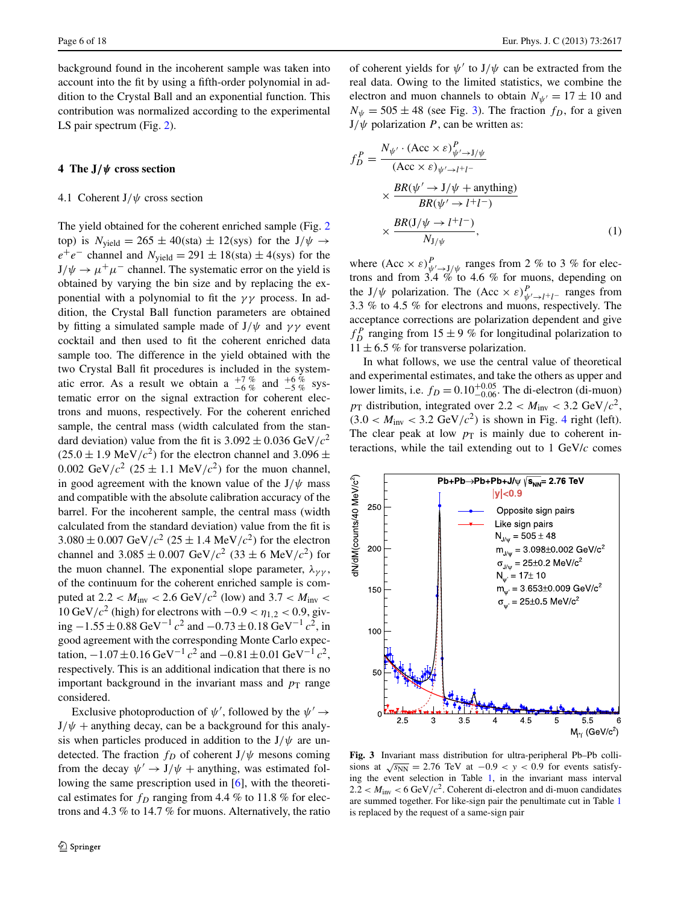background found in the incoherent sample was taken into account into the fit by using a fifth-order polynomial in addition to the Crystal Ball and an exponential function. This contribution was normalized according to the experimental LS pair spectrum (Fig. 2).

## 4 The J/$\psi$ cross section

### 4.1 Coherent J/$\psi$ cross section

The yield obtained for the coherent enriched sample (Fig. 2 top) is $N_{\text{yield}} = 265 \pm 40(\text{sta}) \pm 12(\text{sys})$ for the J/$\psi \to e^+e^-$ channel and $N_{\text{yield}} = 291 \pm 18(\text{sta}) \pm 4(\text{sys})$ for the J/$\psi \to \mu^+\mu^-$ channel. The systematic error on the yield is obtained by varying the bin size and by replacing the exponential with a polynomial to fit the $\gamma\gamma$ process. In addition, the Crystal Ball function parameters are obtained by fitting a simulated sample made of J/$\psi$ and $\gamma\gamma$ event cocktail and then used to fit the coherent enriched data sample too. The difference in the yield obtained with the two Crystal Ball fit procedures is included in the systematic error. As a result we obtain a $^{+7\,\%}_{-6\,\%}$ and $^{+6\,\%}_{-5\,\%}$ systematic error on the signal extraction for coherent electrons and muons, respectively. For the coherent enriched sample, the central mass (width calculated from the standard deviation) value from the fit is $3.092 \pm 0.036$ GeV/$c^2$ ($25.0 \pm 1.9$ MeV/$c^2$) for the electron channel and $3.096 \pm 0.002$ GeV/$c^2$ ($25 \pm 1.1$ MeV/$c^2$) for the muon channel, in good agreement with the known value of the J/$\psi$ mass and compatible with the absolute calibration accuracy of the barrel. For the incoherent sample, the central mass (width calculated from the standard deviation) value from the fit is $3.080 \pm 0.007$ GeV/$c^2$ ($25 \pm 1.4$ MeV/$c^2$) for the electron channel and $3.085 \pm 0.007$ GeV/$c^2$ ($33 \pm 6$ MeV/$c^2$) for the muon channel. The exponential slope parameter, $\lambda_{\gamma\gamma}$, of the continuum for the coherent enriched sample is computed at $2.2 < M_{\text{inv}} < 2.6$ GeV/$c^2$ (low) and $3.7 < M_{\text{inv}} < 10$ GeV/$c^2$ (high) for electrons with $-0.9 < \eta_{1,2} < 0.9$, giving $-1.55 \pm 0.88$ GeV$^{-1}$ $c^2$ and $-0.73 \pm 0.18$ GeV$^{-1}$ $c^2$, in good agreement with the corresponding Monte Carlo expectation, $-1.07 \pm 0.16$ GeV$^{-1}$ $c^2$ and $-0.81 \pm 0.01$ GeV$^{-1}$ $c^2$, respectively. This is an additional indication that there is no important background in the invariant mass and $p_{\text{T}}$ range considered.

Exclusive photoproduction of $\psi'$, followed by the $\psi' \to$ J/$\psi$ + anything decay, can be a background for this analysis when particles produced in addition to the J/$\psi$ are undetected. The fraction $f_D$ of coherent J/$\psi$ mesons coming from the decay $\psi' \to$ J/$\psi$ + anything, was estimated following the same prescription used in [6], with the theoretical estimates for $f_D$ ranging from 4.4 % to 11.8 % for electrons and 4.3 % to 14.7 % for muons. Alternatively, the ratio of coherent yields for $\psi'$ to J/$\psi$ can be extracted from the real data. Owing to the limited statistics, we combine the electron and muon channels to obtain $N_{\psi'} = 17 \pm 10$ and $N_{\psi} = 505 \pm 48$ (see Fig. 3). The fraction $f_D$, for a given J/$\psi$ polarization $P$, can be written as:

$$f_D^P = \frac{N_{\psi'} \cdot (\text{Acc} \times \varepsilon)^P_{\psi' \to \text{J}/\psi}}{(\text{Acc} \times \varepsilon)_{\psi' \to l^+l^-}} \times \frac{BR(\psi' \to \text{J}/\psi + \text{anything})}{BR(\psi' \to l^+l^-)} \times \frac{BR(\text{J}/\psi \to l^+l^-)}{N_{\text{J}/\psi}}, \tag{1}$$

where $(\text{Acc} \times \varepsilon)^P_{\psi' \to \text{J}/\psi}$ ranges from 2 % to 3 % for electrons and from 3.4 % to 4.6 % for muons, depending on the J/$\psi$ polarization. The $(\text{Acc} \times \varepsilon)^P_{\psi' \to l^+l^-}$ ranges from 3.3 % to 4.5 % for electrons and muons, respectively. The acceptance corrections are polarization dependent and give $f_D^P$ ranging from $15 \pm 9$ % for longitudinal polarization to $11 \pm 6.5$ % for transverse polarization.

In what follows, we use the central value of theoretical and experimental estimates, and take the others as upper and lower limits, i.e. $f_D = 0.10^{+0.05}_{-0.06}$. The di-electron (di-muon) $p_{\text{T}}$ distribution, integrated over $2.2 < M_{\text{inv}} < 3.2$ GeV/$c^2$, ($3.0 < M_{\text{inv}} < 3.2$ GeV/$c^2$) is shown in Fig. 4 right (left). The clear peak at low $p_{\text{T}}$ is mainly due to coherent interactions, while the tail extending out to 1 GeV/$c$ comes

Pb+Pb→Pb+Pb+J/ψ $\sqrt{s_{NN}}$= 2.76 TeV
|y|<0.9
Opposite sign pairs
Like sign pairs
$N_{J/\psi}$ = 505 ± 48
$m_{J/\psi}$ = 3.098±0.002 GeV/c²
$\sigma_{J/\psi}$ = 25±0.2 MeV/c²
$N_{\psi'}$ = 17± 10
$m_{\psi'}$ = 3.653±0.009 GeV/c²
$\sigma_{\psi'}$ = 25±0.5 MeV/c²
dN/dM(counts/40 MeV/c²)
$M_{\Upsilon}$ (GeV/c²)

**Fig. 3** Invariant mass distribution for ultra-peripheral Pb–Pb collisions at $\sqrt{s_{\text{NN}}} = 2.76$ TeV at $-0.9 < y < 0.9$ for events satisfying the event selection in Table 1, in the invariant mass interval $2.2 < M_{\text{inv}} < 6$ GeV/$c^2$. Coherent di-electron and di-muon candidates are summed together. For like-sign pair the penultimate cut in Table 1 is replaced by the request of a same-sign pair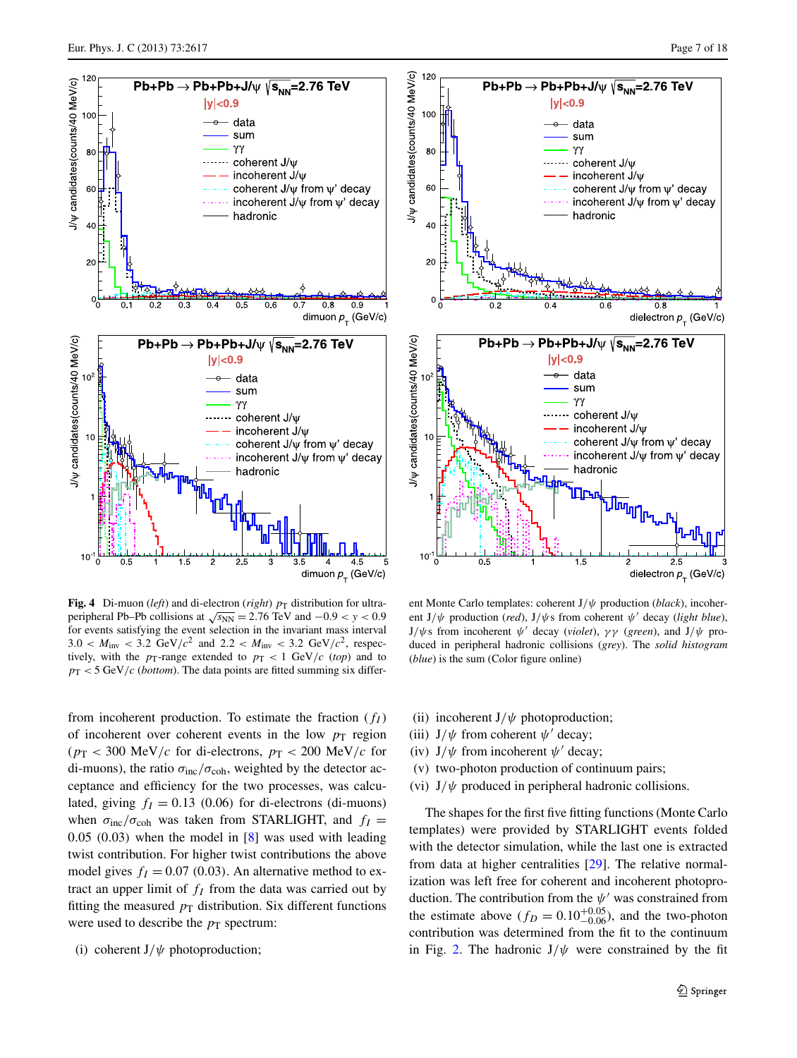Pb+Pb → Pb+Pb+J/ψ $\sqrt{s_{NN}}$=2.76 TeV
|y|<0.9
data
sum
γγ
coherent J/ψ
incoherent J/ψ
coherent J/ψ from ψ' decay
incoherent J/ψ from ψ' decay
hadronic
J/ψ candidates(counts/40 MeV/c)
dimuon $p_T$ (GeV/c)

Pb+Pb → Pb+Pb+J/ψ $\sqrt{s_{NN}}$=2.76 TeV
|y|<0.9
data
sum
γγ
coherent J/ψ
incoherent J/ψ
coherent J/ψ from ψ' decay
incoherent J/ψ from ψ' decay
hadronic
J/ψ candidates(counts/40 MeV/c)
dielectron $p_T$ (GeV/c)

Pb+Pb → Pb+Pb+J/ψ $\sqrt{s_{NN}}$=2.76 TeV
|y|<0.9
data
sum
γγ
coherent J/ψ
incoherent J/ψ
coherent J/ψ from ψ' decay
incoherent J/ψ from ψ' decay
hadronic
J/ψ candidates(counts/40 MeV/c)
dimuon $p_T$ (GeV/c)

Pb+Pb → Pb+Pb+J/ψ $\sqrt{s_{NN}}$=2.76 TeV
|y|<0.9
data
sum
γγ
coherent J/ψ
incoherent J/ψ
coherent J/ψ from ψ' decay
incoherent J/ψ from ψ' decay
hadronic
J/ψ candidates(counts/40 MeV/c)
dielectron $p_T$ (GeV/c)

**Fig. 4** Di-muon (*left*) and di-electron (*right*) $p_T$ distribution for ultra-peripheral Pb–Pb collisions at $\sqrt{s_{NN}} = 2.76$ TeV and $-0.9 < y < 0.9$ for events satisfying the event selection in the invariant mass interval $3.0 < M_{inv} < 3.2$ GeV/$c^2$ and $2.2 < M_{inv} < 3.2$ GeV/$c^2$, respectively, with the $p_T$-range extended to $p_T < 1$ GeV/$c$ (*top*) and to $p_T < 5$ GeV/$c$ (*bottom*). The data points are fitted summing six different Monte Carlo templates: coherent J/$\psi$ production (*black*), incoherent J/$\psi$ production (*red*), J/$\psi$s from coherent $\psi'$ decay (*light blue*), J/$\psi$s from incoherent $\psi'$ decay (*violet*), $\gamma\gamma$ (*green*), and J/$\psi$ produced in peripheral hadronic collisions (*grey*). The *solid histogram* (*blue*) is the sum (Color figure online)

from incoherent production. To estimate the fraction ($f_I$) of incoherent over coherent events in the low $p_T$ region ($p_T < 300$ MeV/$c$ for di-electrons, $p_T < 200$ MeV/$c$ for di-muons), the ratio $\sigma_{inc}/\sigma_{coh}$, weighted by the detector acceptance and efficiency for the two processes, was calculated, giving $f_I = 0.13$ (0.06) for di-electrons (di-muons) when $\sigma_{inc}/\sigma_{coh}$ was taken from STARLIGHT, and $f_I = 0.05$ (0.03) when the model in [8] was used with leading twist contribution. For higher twist contributions the above model gives $f_I = 0.07$ (0.03). An alternative method to extract an upper limit of $f_I$ from the data was carried out by fitting the measured $p_T$ distribution. Six different functions were used to describe the $p_T$ spectrum:

(i) coherent J/$\psi$ photoproduction;
(ii) incoherent J/$\psi$ photoproduction;
(iii) J/$\psi$ from coherent $\psi'$ decay;
(iv) J/$\psi$ from incoherent $\psi'$ decay;
(v) two-photon production of continuum pairs;
(vi) J/$\psi$ produced in peripheral hadronic collisions.

The shapes for the first five fitting functions (Monte Carlo templates) were provided by STARLIGHT events folded with the detector simulation, while the last one is extracted from data at higher centralities [29]. The relative normalization was left free for coherent and incoherent photoproduction. The contribution from the $\psi'$ was constrained from the estimate above ($f_D = 0.10^{+0.05}_{-0.06}$), and the two-photon contribution was determined from the fit to the continuum in Fig. 2. The hadronic J/$\psi$ were constrained by the fit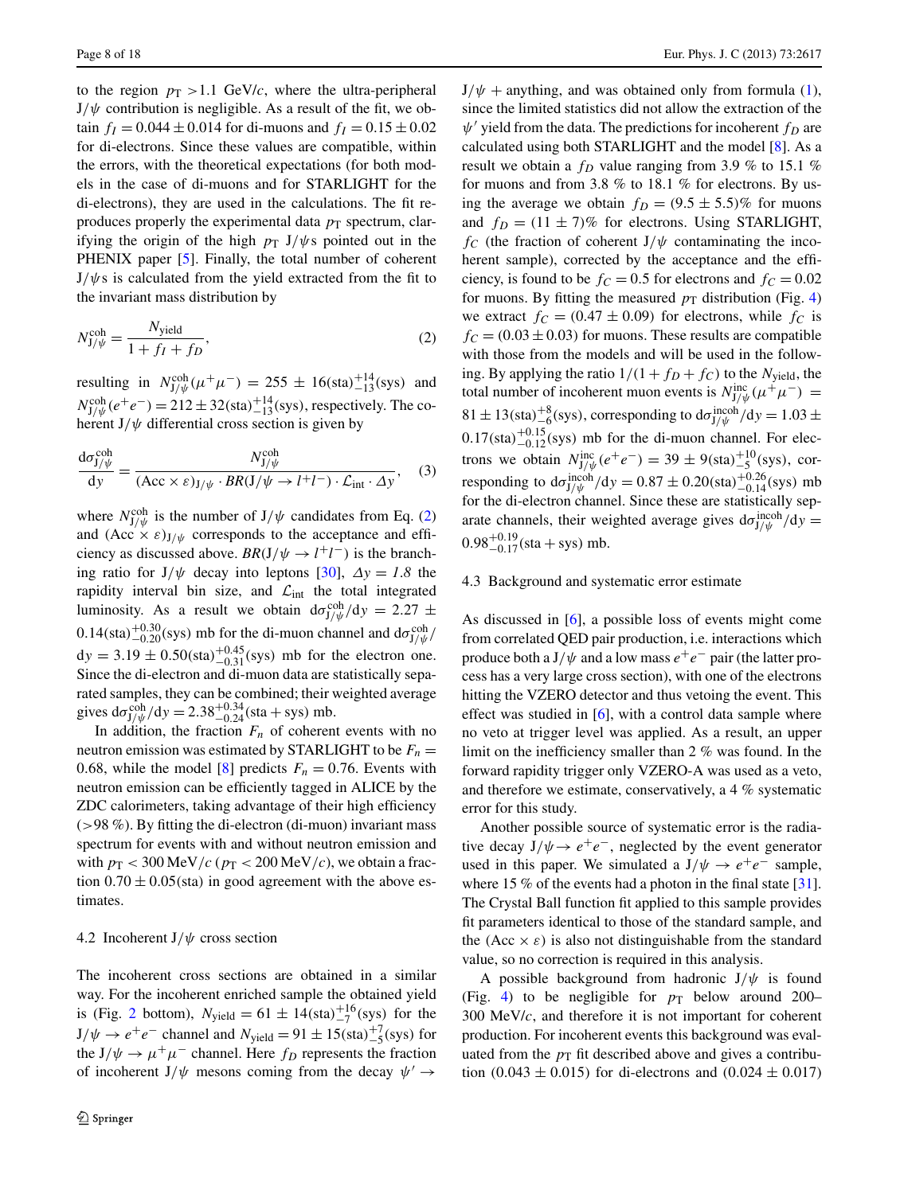to the region $p_T > 1.1$ GeV/$c$, where the ultra-peripheral J/$\psi$ contribution is negligible. As a result of the fit, we obtain $f_I = 0.044 \pm 0.014$ for di-muons and $f_I = 0.15 \pm 0.02$ for di-electrons. Since these values are compatible, within the errors, with the theoretical expectations (for both models in the case of di-muons and for STARLIGHT for the di-electrons), they are used in the calculations. The fit reproduces properly the experimental data $p_T$ spectrum, clarifying the origin of the high $p_T$ J/$\psi$s pointed out in the PHENIX paper [5]. Finally, the total number of coherent J/$\psi$s is calculated from the yield extracted from the fit to the invariant mass distribution by

$$N^{\mathrm{coh}}_{\mathrm{J}/\psi} = \frac{N_{\mathrm{yield}}}{1 + f_I + f_D}, \tag{2}$$

resulting in $N^{\mathrm{coh}}_{\mathrm{J}/\psi}(\mu^+\mu^-) = 255 \pm 16(\mathrm{sta})^{+14}_{-13}(\mathrm{sys})$ and $N^{\mathrm{coh}}_{\mathrm{J}/\psi}(e^+e^-) = 212 \pm 32(\mathrm{sta})^{+14}_{-13}(\mathrm{sys})$, respectively. The coherent J/$\psi$ differential cross section is given by

$$\frac{\mathrm{d}\sigma^{\mathrm{coh}}_{\mathrm{J}/\psi}}{\mathrm{d}y} = \frac{N^{\mathrm{coh}}_{\mathrm{J}/\psi}}{(\mathrm{Acc} \times \varepsilon)_{\mathrm{J}/\psi} \cdot BR(\mathrm{J}/\psi \to l^+l^-) \cdot \mathcal{L}_{\mathrm{int}} \cdot \Delta y}, \tag{3}$$

where $N^{\mathrm{coh}}_{\mathrm{J}/\psi}$ is the number of J/$\psi$ candidates from Eq. (2) and $(\mathrm{Acc} \times \varepsilon)_{\mathrm{J}/\psi}$ corresponds to the acceptance and efficiency as discussed above. $BR(\mathrm{J}/\psi \to l^+l^-)$ is the branching ratio for J/$\psi$ decay into leptons [30], $\Delta y = 1.8$ the rapidity interval bin size, and $\mathcal{L}_{\mathrm{int}}$ the total integrated luminosity. As a result we obtain $\mathrm{d}\sigma^{\mathrm{coh}}_{\mathrm{J}/\psi}/\mathrm{d}y = 2.27 \pm 0.14(\mathrm{sta})^{+0.30}_{-0.20}(\mathrm{sys})$ mb for the di-muon channel and $\mathrm{d}\sigma^{\mathrm{coh}}_{\mathrm{J}/\psi}/\mathrm{d}y = 3.19 \pm 0.50(\mathrm{sta})^{+0.45}_{-0.31}(\mathrm{sys})$ mb for the electron one. Since the di-electron and di-muon data are statistically separated samples, they can be combined; their weighted average gives $\mathrm{d}\sigma^{\mathrm{coh}}_{\mathrm{J}/\psi}/\mathrm{d}y = 2.38^{+0.34}_{-0.24}(\mathrm{sta} + \mathrm{sys})$ mb.

In addition, the fraction $F_n$ of coherent events with no neutron emission was estimated by STARLIGHT to be $F_n = 0.68$, while the model [8] predicts $F_n = 0.76$. Events with neutron emission can be efficiently tagged in ALICE by the ZDC calorimeters, taking advantage of their high efficiency (>98 %). By fitting the di-electron (di-muon) invariant mass spectrum for events with and without neutron emission and with $p_T < 300$ MeV/$c$ ($p_T < 200$ MeV/$c$), we obtain a fraction $0.70 \pm 0.05(\mathrm{sta})$ in good agreement with the above estimates.

### 4.2 Incoherent J/$\psi$ cross section

The incoherent cross sections are obtained in a similar way. For the incoherent enriched sample the obtained yield is (Fig. 2 bottom), $N_{\mathrm{yield}} = 61 \pm 14(\mathrm{sta})^{+16}_{-7}(\mathrm{sys})$ for the $\mathrm{J}/\psi \to e^+e^-$ channel and $N_{\mathrm{yield}} = 91 \pm 15(\mathrm{sta})^{+7}_{-5}(\mathrm{sys})$ for the $\mathrm{J}/\psi \to \mu^+\mu^-$ channel. Here $f_D$ represents the fraction of incoherent J/$\psi$ mesons coming from the decay $\psi' \to \mathrm{J}/\psi$ + anything, and was obtained only from formula (1), since the limited statistics did not allow the extraction of the $\psi'$ yield from the data. The predictions for incoherent $f_D$ are calculated using both STARLIGHT and the model [8]. As a result we obtain a $f_D$ value ranging from 3.9 % to 15.1 % for muons and from 3.8 % to 18.1 % for electrons. By using the average we obtain $f_D = (9.5 \pm 5.5)$% for muons and $f_D = (11 \pm 7)$% for electrons. Using STARLIGHT, $f_C$ (the fraction of coherent J/$\psi$ contaminating the incoherent sample), corrected by the acceptance and the efficiency, is found to be $f_C = 0.5$ for electrons and $f_C = 0.02$ for muons. By fitting the measured $p_T$ distribution (Fig. 4) we extract $f_C = (0.47 \pm 0.09)$ for electrons, while $f_C$ is $f_C = (0.03 \pm 0.03)$ for muons. These results are compatible with those from the models and will be used in the following. By applying the ratio $1/(1 + f_D + f_C)$ to the $N_{\mathrm{yield}}$, the total number of incoherent muon events is $N^{\mathrm{inc}}_{\mathrm{J}/\psi}(\mu^+\mu^-) = 81 \pm 13(\mathrm{sta})^{+8}_{-6}(\mathrm{sys})$, corresponding to $\mathrm{d}\sigma^{\mathrm{incoh}}_{\mathrm{J}/\psi}/\mathrm{d}y = 1.03 \pm 0.17(\mathrm{sta})^{+0.15}_{-0.12}(\mathrm{sys})$ mb for the di-muon channel. For electrons we obtain $N^{\mathrm{inc}}_{\mathrm{J}/\psi}(e^+e^-) = 39 \pm 9(\mathrm{sta})^{+10}_{-5}(\mathrm{sys})$, corresponding to $\mathrm{d}\sigma^{\mathrm{incoh}}_{\mathrm{J}/\psi}/\mathrm{d}y = 0.87 \pm 0.20(\mathrm{sta})^{+0.26}_{-0.14}(\mathrm{sys})$ mb for the di-electron channel. Since these are statistically separate channels, their weighted average gives $\mathrm{d}\sigma^{\mathrm{incoh}}_{\mathrm{J}/\psi}/\mathrm{d}y = 0.98^{+0.19}_{-0.17}(\mathrm{sta} + \mathrm{sys})$ mb.

### 4.3 Background and systematic error estimate

As discussed in [6], a possible loss of events might come from correlated QED pair production, i.e. interactions which produce both a J/$\psi$ and a low mass $e^+e^-$ pair (the latter process has a very large cross section), with one of the electrons hitting the VZERO detector and thus vetoing the event. This effect was studied in [6], with a control data sample where no veto at trigger level was applied. As a result, an upper limit on the inefficiency smaller than 2 % was found. In the forward rapidity trigger only VZERO-A was used as a veto, and therefore we estimate, conservatively, a 4 % systematic error for this study.

Another possible source of systematic error is the radiative decay $\mathrm{J}/\psi \to e^+e^-$, neglected by the event generator used in this paper. We simulated a $\mathrm{J}/\psi \to e^+e^-$ sample, where 15 % of the events had a photon in the final state [31]. The Crystal Ball function fit applied to this sample provides fit parameters identical to those of the standard sample, and the $(\mathrm{Acc} \times \varepsilon)$ is also not distinguishable from the standard value, so no correction is required in this analysis.

A possible background from hadronic J/$\psi$ is found (Fig. 4) to be negligible for $p_T$ below around 200–300 MeV/$c$, and therefore it is not important for coherent production. For incoherent events this background was evaluated from the $p_T$ fit described above and gives a contribution $(0.043 \pm 0.015)$ for di-electrons and $(0.024 \pm 0.017)$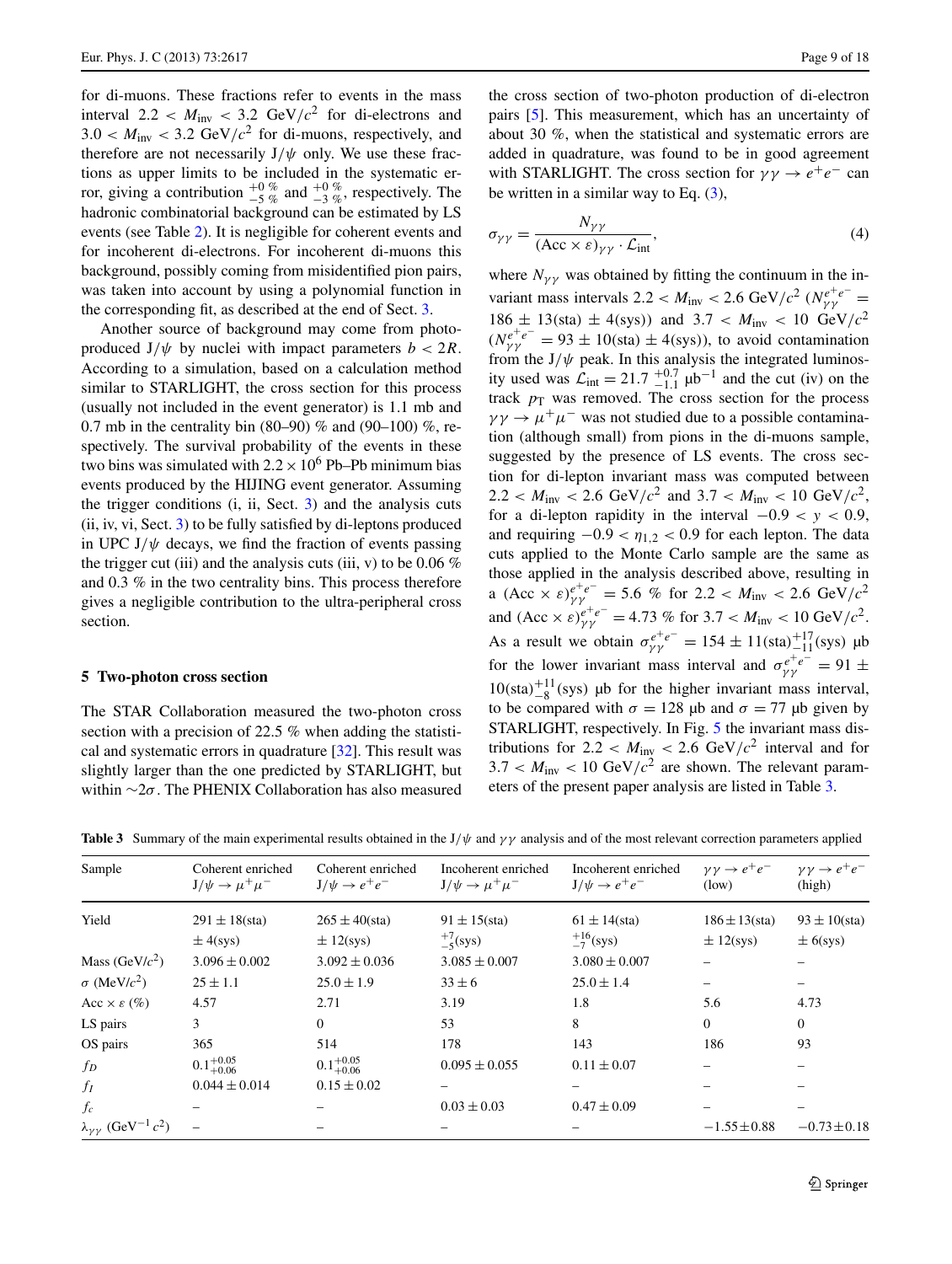for di-muons. These fractions refer to events in the mass interval $2.2 < M_{\text{inv}} < 3.2$ GeV/$c^2$ for di-electrons and $3.0 < M_{\text{inv}} < 3.2$ GeV/$c^2$ for di-muons, respectively, and therefore are not necessarily J/$\psi$ only. We use these fractions as upper limits to be included in the systematic error, giving a contribution $^{+0\,\%}_{-5\,\%}$ and $^{+0\,\%}_{-3\,\%}$, respectively. The hadronic combinatorial background can be estimated by LS events (see Table 2). It is negligible for coherent events and for incoherent di-electrons. For incoherent di-muons this background, possibly coming from misidentified pion pairs, was taken into account by using a polynomial function in the corresponding fit, as described at the end of Sect. 3.

Another source of background may come from photoproduced J/$\psi$ by nuclei with impact parameters $b < 2R$. According to a simulation, based on a calculation method similar to STARLIGHT, the cross section for this process (usually not included in the event generator) is 1.1 mb and 0.7 mb in the centrality bin (80–90) % and (90–100) %, respectively. The survival probability of the events in these two bins was simulated with $2.2 \times 10^6$ Pb–Pb minimum bias events produced by the HIJING event generator. Assuming the trigger conditions (i, ii, Sect. 3) and the analysis cuts (ii, iv, vi, Sect. 3) to be fully satisfied by di-leptons produced in UPC J/$\psi$ decays, we find the fraction of events passing the trigger cut (iii) and the analysis cuts (iii, v) to be 0.06 % and 0.3 % in the two centrality bins. This process therefore gives a negligible contribution to the ultra-peripheral cross section.

## 5 Two-photon cross section

The STAR Collaboration measured the two-photon cross section with a precision of 22.5 % when adding the statistical and systematic errors in quadrature [32]. This result was slightly larger than the one predicted by STARLIGHT, but within $\sim 2\sigma$. The PHENIX Collaboration has also measured the cross section of two-photon production of di-electron pairs [5]. This measurement, which has an uncertainty of about 30 %, when the statistical and systematic errors are added in quadrature, was found to be in good agreement with STARLIGHT. The cross section for $\gamma\gamma \to e^+e^-$ can be written in a similar way to Eq. (3),

$$\sigma_{\gamma\gamma} = \frac{N_{\gamma\gamma}}{(\text{Acc} \times \varepsilon)_{\gamma\gamma} \cdot \mathcal{L}_{\text{int}}}, \tag{4}$$

where $N_{\gamma\gamma}$ was obtained by fitting the continuum in the invariant mass intervals $2.2 < M_{\text{inv}} < 2.6$ GeV/$c^2$ ($N_{\gamma\gamma}^{e^+e^-} = 186 \pm 13(\text{sta}) \pm 4(\text{sys})$) and $3.7 < M_{\text{inv}} < 10$ GeV/$c^2$ ($N_{\gamma\gamma}^{e^+e^-} = 93 \pm 10(\text{sta}) \pm 4(\text{sys})$), to avoid contamination from the J/$\psi$ peak. In this analysis the integrated luminosity used was $\mathcal{L}_{\text{int}} = 21.7\,^{+0.7}_{-1.1}$ μb$^{-1}$ and the cut (iv) on the track $p_{\text{T}}$ was removed. The cross section for the process $\gamma\gamma \to \mu^+\mu^-$ was not studied due to a possible contamination (although small) from pions in the di-muons sample, suggested by the presence of LS events. The cross section for di-lepton invariant mass was computed between $2.2 < M_{\text{inv}} < 2.6$ GeV/$c^2$ and $3.7 < M_{\text{inv}} < 10$ GeV/$c^2$, for a di-lepton rapidity in the interval $-0.9 < y < 0.9$, and requiring $-0.9 < \eta_{1,2} < 0.9$ for each lepton. The data cuts applied to the Monte Carlo sample are the same as those applied in the analysis described above, resulting in a $(\text{Acc} \times \varepsilon)_{\gamma\gamma}^{e^+e^-} = 5.6$ % for $2.2 < M_{\text{inv}} < 2.6$ GeV/$c^2$ and $(\text{Acc} \times \varepsilon)_{\gamma\gamma}^{e^+e^-} = 4.73$ % for $3.7 < M_{\text{inv}} < 10$ GeV/$c^2$. As a result we obtain $\sigma_{\gamma\gamma}^{e^+e^-} = 154 \pm 11(\text{sta})^{+17}_{-11}(\text{sys})$ μb for the lower invariant mass interval and $\sigma_{\gamma\gamma}^{e^+e^-} = 91 \pm 10(\text{sta})^{+11}_{-8}(\text{sys})$ μb for the higher invariant mass interval, to be compared with $\sigma = 128$ μb and $\sigma = 77$ μb given by STARLIGHT, respectively. In Fig. 5 the invariant mass distributions for $2.2 < M_{\text{inv}} < 2.6$ GeV/$c^2$ interval and for $3.7 < M_{\text{inv}} < 10$ GeV/$c^2$ are shown. The relevant parameters of the present paper analysis are listed in Table 3.

**Table 3** Summary of the main experimental results obtained in the J/$\psi$ and $\gamma\gamma$ analysis and of the most relevant correction parameters applied

| Sample | Coherent enriched J/$\psi \to \mu^+\mu^-$ | Coherent enriched J/$\psi \to e^+e^-$ | Incoherent enriched J/$\psi \to \mu^+\mu^-$ | Incoherent enriched J/$\psi \to e^+e^-$ | $\gamma\gamma \to e^+e^-$ (low) | $\gamma\gamma \to e^+e^-$ (high) |
|---|---|---|---|---|---|---|
| Yield | $291 \pm 18$(sta) $\pm 4$(sys) | $265 \pm 40$(sta) $\pm 12$(sys) | $91 \pm 15$(sta) $^{+7}_{-5}$(sys) | $61 \pm 14$(sta) $^{+16}_{-7}$(sys) | $186 \pm 13$(sta) $\pm 12$(sys) | $93 \pm 10$(sta) $\pm 6$(sys) |
| Mass (GeV/$c^2$) | $3.096 \pm 0.002$ | $3.092 \pm 0.036$ | $3.085 \pm 0.007$ | $3.080 \pm 0.007$ | – | – |
| $\sigma$ (MeV/$c^2$) | $25 \pm 1.1$ | $25.0 \pm 1.9$ | $33 \pm 6$ | $25.0 \pm 1.4$ | – | – |
| Acc $\times\,\varepsilon$ (%) | 4.57 | 2.71 | 3.19 | 1.8 | 5.6 | 4.73 |
| LS pairs | 3 | 0 | 53 | 8 | 0 | 0 |
| OS pairs | 365 | 514 | 178 | 143 | 186 | 93 |
| $f_D$ | $0.1^{+0.05}_{+0.06}$ | $0.1^{+0.05}_{+0.06}$ | $0.095 \pm 0.055$ | $0.11 \pm 0.07$ | – | – |
| $f_I$ | $0.044 \pm 0.014$ | $0.15 \pm 0.02$ | – | – | – | – |
| $f_c$ | – | – | $0.03 \pm 0.03$ | $0.47 \pm 0.09$ | – | – |
| $\lambda_{\gamma\gamma}$ (GeV$^{-1}c^2$) | – | – | – | – | $-1.55 \pm 0.88$ | $-0.73 \pm 0.18$ |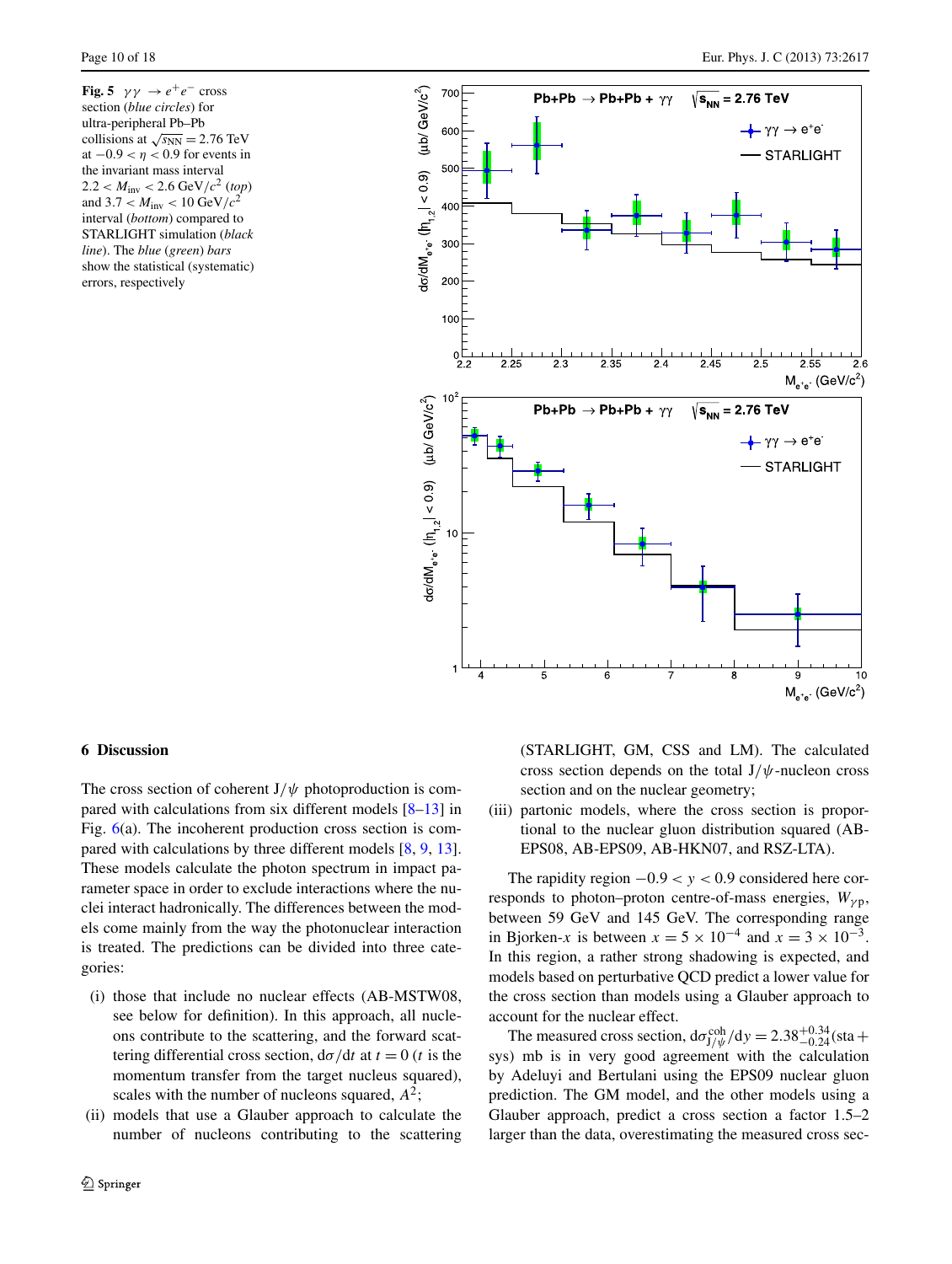**Fig. 5** $\gamma\gamma \to e^+e^-$ cross section (*blue circles*) for ultra-peripheral Pb–Pb collisions at $\sqrt{s_{NN}} = 2.76$ TeV at $-0.9 < \eta < 0.9$ for events in the invariant mass interval $2.2 < M_{inv} < 2.6$ GeV/$c^2$ (*top*) and $3.7 < M_{inv} < 10$ GeV/$c^2$ interval (*bottom*) compared to STARLIGHT simulation (*black line*). The *blue* (*green*) *bars* show the statistical (systematic) errors, respectively

## 6 Discussion

The cross section of coherent J/$\psi$ photoproduction is compared with calculations from six different models [8–13] in Fig. 6(a). The incoherent production cross section is compared with calculations by three different models [8, 9, 13]. These models calculate the photon spectrum in impact parameter space in order to exclude interactions where the nuclei interact hadronically. The differences between the models come mainly from the way the photonuclear interaction is treated. The predictions can be divided into three categories:

(i) those that include no nuclear effects (AB-MSTW08, see below for definition). In this approach, all nucleons contribute to the scattering, and the forward scattering differential cross section, $d\sigma/dt$ at $t = 0$ ($t$ is the momentum transfer from the target nucleus squared), scales with the number of nucleons squared, $A^2$;

(ii) models that use a Glauber approach to calculate the number of nucleons contributing to the scattering (STARLIGHT, GM, CSS and LM). The calculated cross section depends on the total J/$\psi$-nucleon cross section and on the nuclear geometry;

(iii) partonic models, where the cross section is proportional to the nuclear gluon distribution squared (AB-EPS08, AB-EPS09, AB-HKN07, and RSZ-LTA).

The rapidity region $-0.9 < y < 0.9$ considered here corresponds to photon–proton centre-of-mass energies, $W_{\gamma p}$, between 59 GeV and 145 GeV. The corresponding range in Bjorken-$x$ is between $x = 5 \times 10^{-4}$ and $x = 3 \times 10^{-3}$. In this region, a rather strong shadowing is expected, and models based on perturbative QCD predict a lower value for the cross section than models using a Glauber approach to account for the nuclear effect.

The measured cross section, $d\sigma^{coh}_{J/\psi}/dy = 2.38^{+0.34}_{-0.24}$(sta + sys) mb is in very good agreement with the calculation by Adeluyi and Bertulani using the EPS09 nuclear gluon prediction. The GM model, and the other models using a Glauber approach, predict a cross section a factor 1.5–2 larger than the data, overestimating the measured cross sec-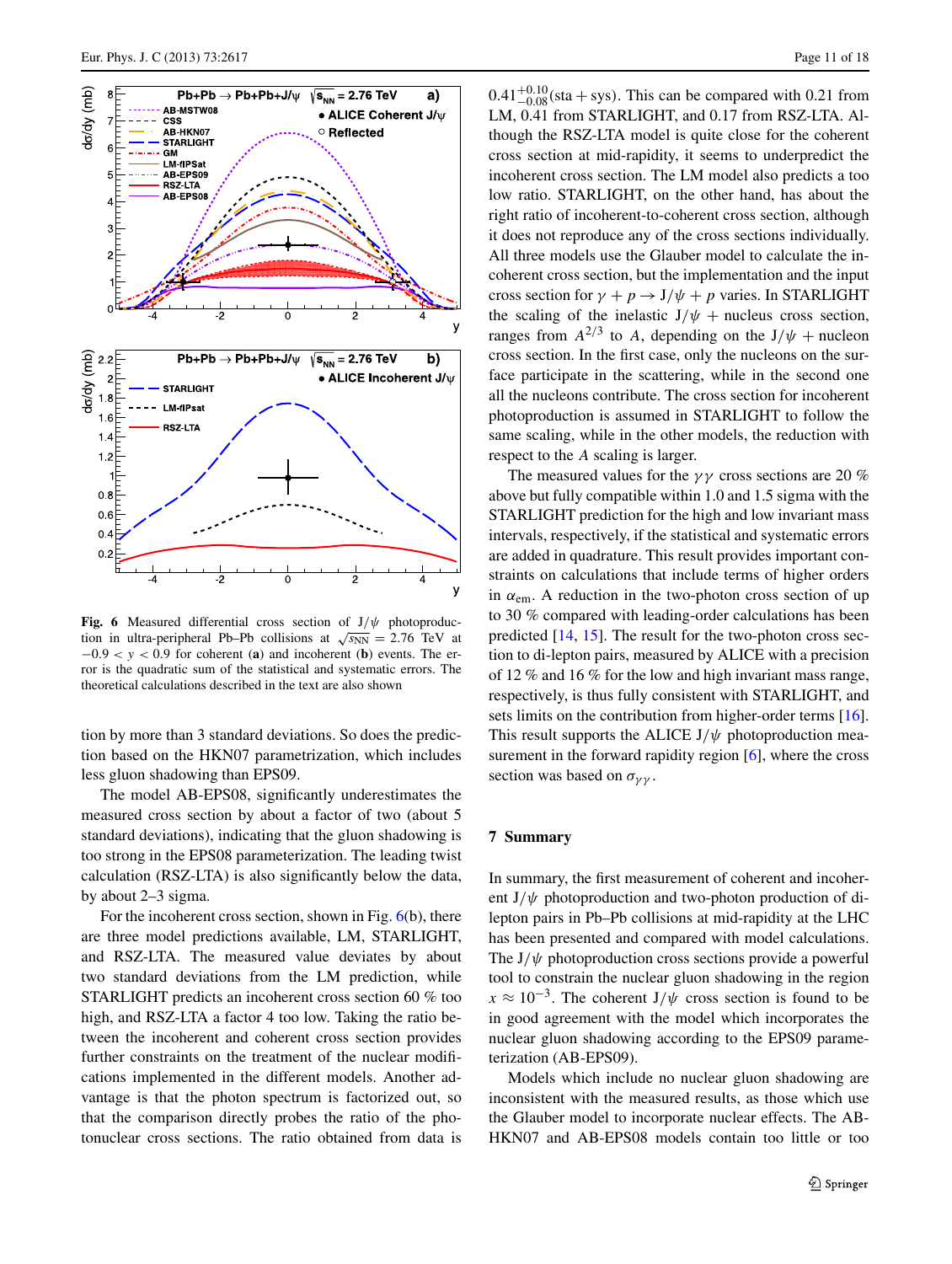Pb+Pb → Pb+Pb+J/ψ $\sqrt{s_{NN}}$ = 2.76 TeV a)

AB-MSTW08
CSS
AB-HKN07
STARLIGHT
GM
LM-fIPSat
AB-EPS09
RSZ-LTA
AB-EPS08

• ALICE Coherent J/ψ
○ Reflected

dσ/dy (mb)

y

Pb+Pb → Pb+Pb+J/ψ $\sqrt{s_{NN}}$ = 2.76 TeV b)

• ALICE Incoherent J/ψ

STARLIGHT
LM-fIPsat
RSZ-LTA

dσ/dy (mb)

y

**Fig. 6** Measured differential cross section of J/ψ photoproduction in ultra-peripheral Pb–Pb collisions at $\sqrt{s_{NN}} = 2.76$ TeV at $-0.9 < y < 0.9$ for coherent (**a**) and incoherent (**b**) events. The error is the quadratic sum of the statistical and systematic errors. The theoretical calculations described in the text are also shown

tion by more than 3 standard deviations. So does the prediction based on the HKN07 parametrization, which includes less gluon shadowing than EPS09.

The model AB-EPS08, significantly underestimates the measured cross section by about a factor of two (about 5 standard deviations), indicating that the gluon shadowing is too strong in the EPS08 parameterization. The leading twist calculation (RSZ-LTA) is also significantly below the data, by about 2–3 sigma.

For the incoherent cross section, shown in Fig. 6(b), there are three model predictions available, LM, STARLIGHT, and RSZ-LTA. The measured value deviates by about two standard deviations from the LM prediction, while STARLIGHT predicts an incoherent cross section 60 % too high, and RSZ-LTA a factor 4 too low. Taking the ratio between the incoherent and coherent cross section provides further constraints on the treatment of the nuclear modifications implemented in the different models. Another advantage is that the photon spectrum is factorized out, so that the comparison directly probes the ratio of the photonuclear cross sections. The ratio obtained from data is $0.41^{+0.10}_{-0.08}$(sta + sys). This can be compared with 0.21 from LM, 0.41 from STARLIGHT, and 0.17 from RSZ-LTA. Although the RSZ-LTA model is quite close for the coherent cross section at mid-rapidity, it seems to underpredict the incoherent cross section. The LM model also predicts a too low ratio. STARLIGHT, on the other hand, has about the right ratio of incoherent-to-coherent cross section, although it does not reproduce any of the cross sections individually. All three models use the Glauber model to calculate the incoherent cross section, but the implementation and the input cross section for $\gamma + p \to J/\psi + p$ varies. In STARLIGHT the scaling of the inelastic J/ψ + nucleus cross section, ranges from $A^{2/3}$ to $A$, depending on the J/ψ + nucleon cross section. In the first case, only the nucleons on the surface participate in the scattering, while in the second one all the nucleons contribute. The cross section for incoherent photoproduction is assumed in STARLIGHT to follow the same scaling, while in the other models, the reduction with respect to the $A$ scaling is larger.

The measured values for the $\gamma\gamma$ cross sections are 20 % above but fully compatible within 1.0 and 1.5 sigma with the STARLIGHT prediction for the high and low invariant mass intervals, respectively, if the statistical and systematic errors are added in quadrature. This result provides important constraints on calculations that include terms of higher orders in $\alpha_{em}$. A reduction in the two-photon cross section of up to 30 % compared with leading-order calculations has been predicted [14, 15]. The result for the two-photon cross section to di-lepton pairs, measured by ALICE with a precision of 12 % and 16 % for the low and high invariant mass range, respectively, is thus fully consistent with STARLIGHT, and sets limits on the contribution from higher-order terms [16]. This result supports the ALICE J/ψ photoproduction measurement in the forward rapidity region [6], where the cross section was based on $\sigma_{\gamma\gamma}$.

## 7 Summary

In summary, the first measurement of coherent and incoherent J/ψ photoproduction and two-photon production of dilepton pairs in Pb–Pb collisions at mid-rapidity at the LHC has been presented and compared with model calculations. The J/ψ photoproduction cross sections provide a powerful tool to constrain the nuclear gluon shadowing in the region $x \approx 10^{-3}$. The coherent J/ψ cross section is found to be in good agreement with the model which incorporates the nuclear gluon shadowing according to the EPS09 parameterization (AB-EPS09).

Models which include no nuclear gluon shadowing are inconsistent with the measured results, as those which use the Glauber model to incorporate nuclear effects. The AB-HKN07 and AB-EPS08 models contain too little or too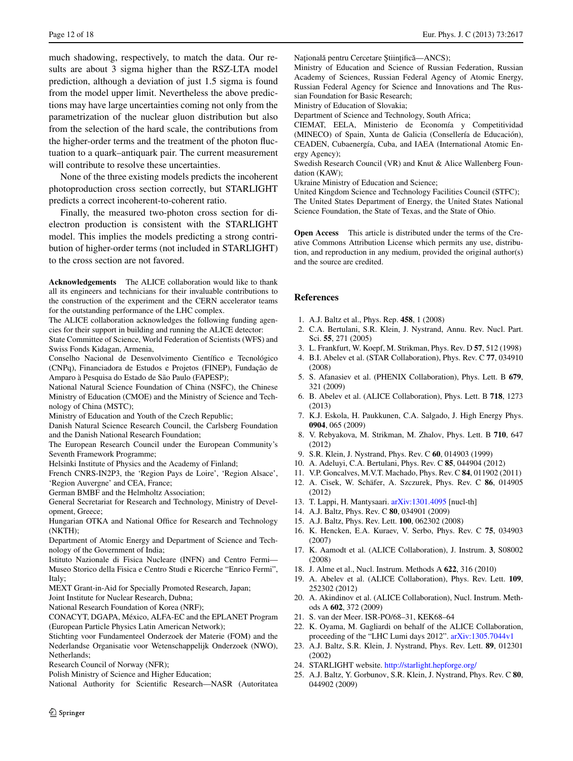much shadowing, respectively, to match the data. Our results are about 3 sigma higher than the RSZ-LTA model prediction, although a deviation of just 1.5 sigma is found from the model upper limit. Nevertheless the above predictions may have large uncertainties coming not only from the parametrization of the nuclear gluon distribution but also from the selection of the hard scale, the contributions from the higher-order terms and the treatment of the photon fluctuation to a quark–antiquark pair. The current measurement will contribute to resolve these uncertainties.

None of the three existing models predicts the incoherent photoproduction cross section correctly, but STARLIGHT predicts a correct incoherent-to-coherent ratio.

Finally, the measured two-photon cross section for di-electron production is consistent with the STARLIGHT model. This implies the models predicting a strong contribution of higher-order terms (not included in STARLIGHT) to the cross section are not favored.

**Acknowledgements** The ALICE collaboration would like to thank all its engineers and technicians for their invaluable contributions to the construction of the experiment and the CERN accelerator teams for the outstanding performance of the LHC complex.

The ALICE collaboration acknowledges the following funding agencies for their support in building and running the ALICE detector:

State Committee of Science, World Federation of Scientists (WFS) and Swiss Fonds Kidagan, Armenia,

Conselho Nacional de Desenvolvimento Científico e Tecnológico (CNPq), Financiadora de Estudos e Projetos (FINEP), Fundação de Amparo à Pesquisa do Estado de São Paulo (FAPESP);

National Natural Science Foundation of China (NSFC), the Chinese Ministry of Education (CMOE) and the Ministry of Science and Technology of China (MSTC);

Ministry of Education and Youth of the Czech Republic;

Danish Natural Science Research Council, the Carlsberg Foundation and the Danish National Research Foundation;

The European Research Council under the European Community's Seventh Framework Programme;

Helsinki Institute of Physics and the Academy of Finland;

French CNRS-IN2P3, the 'Region Pays de Loire', 'Region Alsace', 'Region Auvergne' and CEA, France;

German BMBF and the Helmholtz Association;

General Secretariat for Research and Technology, Ministry of Development, Greece;

Hungarian OTKA and National Office for Research and Technology (NKTH);

Department of Atomic Energy and Department of Science and Technology of the Government of India;

Istituto Nazionale di Fisica Nucleare (INFN) and Centro Fermi—Museo Storico della Fisica e Centro Studi e Ricerche "Enrico Fermi", Italy;

MEXT Grant-in-Aid for Specially Promoted Research, Japan;

Joint Institute for Nuclear Research, Dubna;

National Research Foundation of Korea (NRF);

CONACYT, DGAPA, México, ALFA-EC and the EPLANET Program (European Particle Physics Latin American Network);

Stichting voor Fundamenteel Onderzoek der Materie (FOM) and the Nederlandse Organisatie voor Wetenschappelijk Onderzoek (NWO), Netherlands;

Research Council of Norway (NFR);

Polish Ministry of Science and Higher Education;

National Authority for Scientific Research—NASR (Autoritatea Națională pentru Cercetare Științifică—ANCS);

Ministry of Education and Science of Russian Federation, Russian Academy of Sciences, Russian Federal Agency of Atomic Energy, Russian Federal Agency for Science and Innovations and The Russian Foundation for Basic Research;

Ministry of Education of Slovakia;

Department of Science and Technology, South Africa;

CIEMAT, EELA, Ministerio de Economía y Competitividad (MINECO) of Spain, Xunta de Galicia (Consellería de Educación), CEADEN, Cubaenergía, Cuba, and IAEA (International Atomic Energy Agency);

Swedish Research Council (VR) and Knut & Alice Wallenberg Foundation (KAW);

Ukraine Ministry of Education and Science;

United Kingdom Science and Technology Facilities Council (STFC);

The United States Department of Energy, the United States National Science Foundation, the State of Texas, and the State of Ohio.

**Open Access** This article is distributed under the terms of the Creative Commons Attribution License which permits any use, distribution, and reproduction in any medium, provided the original author(s) and the source are credited.

## References

1. A.J. Baltz et al., Phys. Rep. **458**, 1 (2008)
2. C.A. Bertulani, S.R. Klein, J. Nystrand, Annu. Rev. Nucl. Part. Sci. **55**, 271 (2005)
3. L. Frankfurt, W. Koepf, M. Strikman, Phys. Rev. D **57**, 512 (1998)
4. B.I. Abelev et al. (STAR Collaboration), Phys. Rev. C **77**, 034910 (2008)
5. S. Afanasiev et al. (PHENIX Collaboration), Phys. Lett. B **679**, 321 (2009)
6. B. Abelev et al. (ALICE Collaboration), Phys. Lett. B **718**, 1273 (2013)
7. K.J. Eskola, H. Paukkunen, C.A. Salgado, J. High Energy Phys. **0904**, 065 (2009)
8. V. Rebyakova, M. Strikman, M. Zhalov, Phys. Lett. B **710**, 647 (2012)
9. S.R. Klein, J. Nystrand, Phys. Rev. C **60**, 014903 (1999)
10. A. Adeluyi, C.A. Bertulani, Phys. Rev. C **85**, 044904 (2012)
11. V.P. Goncalves, M.V.T. Machado, Phys. Rev. C **84**, 011902 (2011)
12. A. Cisek, W. Schäfer, A. Szczurek, Phys. Rev. C **86**, 014905 (2012)
13. T. Lappi, H. Mantysaari. arXiv:1301.4095 [nucl-th]
14. A.J. Baltz, Phys. Rev. C **80**, 034901 (2009)
15. A.J. Baltz, Phys. Rev. Lett. **100**, 062302 (2008)
16. K. Hencken, E.A. Kuraev, V. Serbo, Phys. Rev. C **75**, 034903 (2007)
17. K. Aamodt et al. (ALICE Collaboration), J. Instrum. **3**, S08002 (2008)
18. J. Alme et al., Nucl. Instrum. Methods A **622**, 316 (2010)
19. A. Abelev et al. (ALICE Collaboration), Phys. Rev. Lett. **109**, 252302 (2012)
20. A. Akindinov et al. (ALICE Collaboration), Nucl. Instrum. Methods A **602**, 372 (2009)
21. S. van der Meer. ISR-PO/68–31, KEK68–64
22. K. Oyama, M. Gagliardi on behalf of the ALICE Collaboration, proceeding of the "LHC Lumi days 2012". arXiv:1305.7044v1
23. A.J. Baltz, S.R. Klein, J. Nystrand, Phys. Rev. Lett. **89**, 012301 (2002)
24. STARLIGHT website. http://starlight.hepforge.org/
25. A.J. Baltz, Y. Gorbunov, S.R. Klein, J. Nystrand, Phys. Rev. C **80**, 044902 (2009)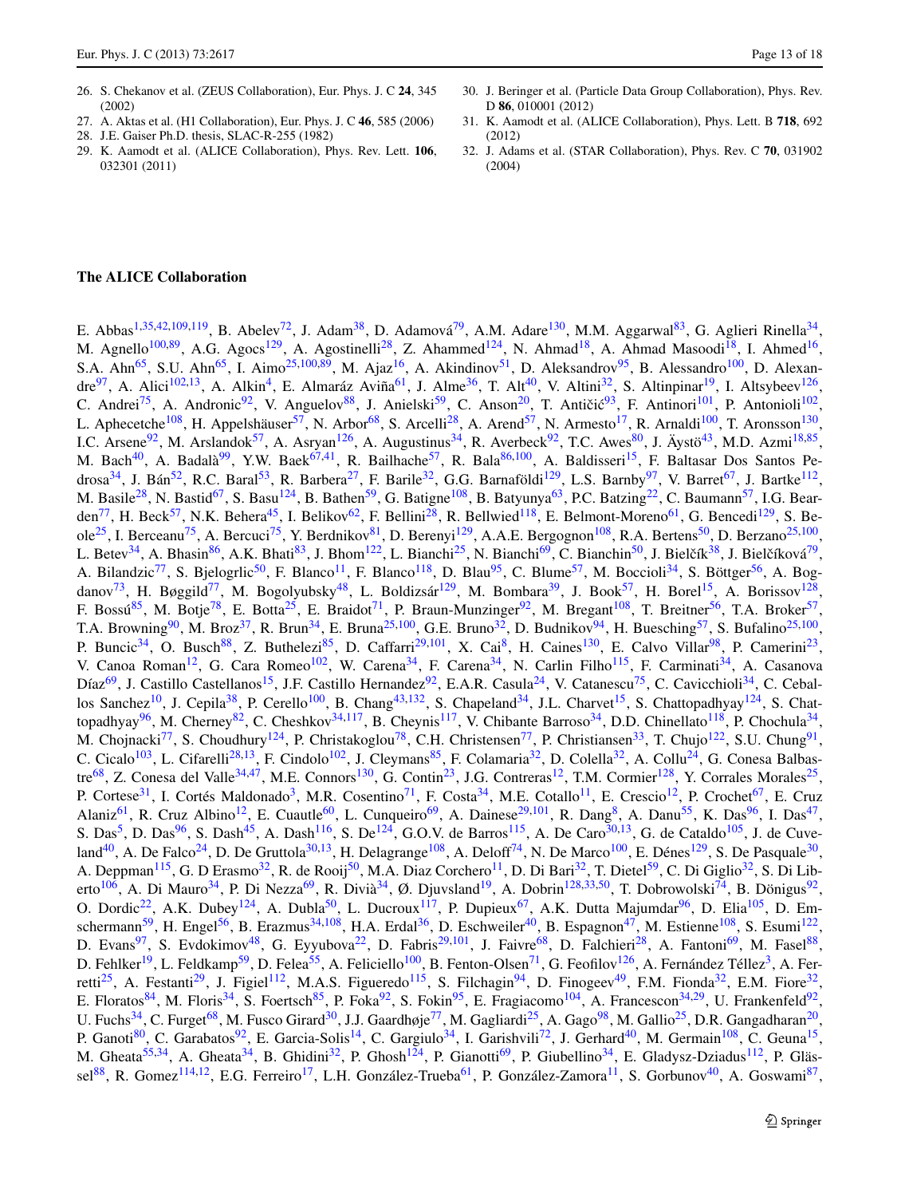26. S. Chekanov et al. (ZEUS Collaboration), Eur. Phys. J. C **24**, 345 (2002)
27. A. Aktas et al. (H1 Collaboration), Eur. Phys. J. C **46**, 585 (2006)
28. J.E. Gaiser Ph.D. thesis, SLAC-R-255 (1982)
29. K. Aamodt et al. (ALICE Collaboration), Phys. Rev. Lett. **106**, 032301 (2011)
30. J. Beringer et al. (Particle Data Group Collaboration), Phys. Rev. D **86**, 010001 (2012)
31. K. Aamodt et al. (ALICE Collaboration), Phys. Lett. B **718**, 692 (2012)
32. J. Adams et al. (STAR Collaboration), Phys. Rev. C **70**, 031902 (2004)

## The ALICE Collaboration

E. Abbas[1,35,42,109,119], B. Abelev[72], J. Adam[38], D. Adamová[79], A.M. Adare[130], M.M. Aggarwal[83], G. Aglieri Rinella[34], M. Agnello[100,89], A.G. Agocs[129], A. Agostinelli[28], Z. Ahammed[124], N. Ahmad[18], A. Ahmad Masoodi[18], I. Ahmed[16], S.A. Ahn[65], S.U. Ahn[65], I. Aimo[25,100,89], M. Ajaz[16], A. Akindinov[51], D. Aleksandrov[95], B. Alessandro[100], D. Alexandre[97], A. Alici[102,13], A. Alkin[4], E. Almaráz Aviña[61], J. Alme[36], T. Alt[40], V. Altini[32], S. Altinpinar[19], I. Altsybeev[126], C. Andrei[75], A. Andronic[92], V. Anguelov[88], J. Anielski[59], C. Anson[20], T. Antičić[93], F. Antinori[101], P. Antonioli[102], L. Aphecetche[108], H. Appelshäuser[57], N. Arbor[68], S. Arcelli[28], A. Arend[57], N. Armesto[17], R. Arnaldi[100], T. Aronsson[130], I.C. Arsene[92], M. Arslandok[57], A. Asryan[126], A. Augustinus[34], R. Averbeck[92], T.C. Awes[80], J. Äystö[43], M.D. Azmi[18,85], M. Bach[40], A. Badalà[99], Y.W. Baek[67,41], R. Bailhache[57], R. Bala[86,100], A. Baldisseri[15], F. Baltasar Dos Santos Pedrosa[34], J. Bán[52], R.C. Baral[53], R. Barbera[27], F. Barile[32], G.G. Barnaföldi[129], L.S. Barnby[97], V. Barret[67], J. Bartke[112], M. Basile[28], N. Bastid[67], S. Basu[124], B. Bathen[59], G. Batigne[108], B. Batyunya[63], P.C. Batzing[22], C. Baumann[57], I.G. Bearden[77], H. Beck[57], N.K. Behera[45], I. Belikov[62], F. Bellini[28], R. Bellwied[118], E. Belmont-Moreno[61], G. Bencedi[129], S. Beole[25], I. Berceanu[75], A. Bercuci[75], Y. Berdnikov[81], D. Berenyi[129], A.A.E. Bergognon[108], R.A. Bertens[50], D. Berzano[25,100], L. Betev[34], A. Bhasin[86], A.K. Bhati[83], J. Bhom[122], L. Bianchi[25], N. Bianchi[69], C. Bianchin[50], J. Bielčík[38], J. Bielčíková[79], A. Bilandzic[77], S. Bjelogrlic[50], F. Blanco[11], F. Blanco[118], D. Blau[95], C. Blume[57], M. Boccioli[34], S. Böttger[56], A. Bogdanov[73], H. Bøggild[77], M. Bogolyubsky[48], L. Boldizsár[129], M. Bombara[39], J. Book[57], H. Borel[15], A. Borissov[128], F. Bossú[85], M. Botje[78], E. Botta[25], E. Braidot[71], P. Braun-Munzinger[92], M. Bregant[108], T. Breitner[56], T.A. Broker[57], T.A. Browning[90], M. Broz[37], R. Brun[34], E. Bruna[25,100], G.E. Bruno[32], D. Budnikov[94], H. Buesching[57], S. Bufalino[25,100], P. Buncic[34], O. Busch[88], Z. Buthelezi[85], D. Caffarri[29,101], X. Cai[8], H. Caines[130], E. Calvo Villar[98], P. Camerini[23], V. Canoa Roman[12], G. Cara Romeo[102], W. Carena[34], F. Carena[34], N. Carlin Filho[115], F. Carminati[34], A. Casanova Díaz[69], J. Castillo Castellanos[15], J.F. Castillo Hernandez[92], E.A.R. Casula[24], V. Catanescu[75], C. Cavicchioli[34], C. Ceballos Sanchez[10], J. Cepila[38], P. Cerello[100], B. Chang[43,132], S. Chapeland[34], J.L. Charvet[15], S. Chattopadhyay[124], S. Chattopadhyay[96], M. Cherney[82], C. Cheshkov[34,117], B. Cheynis[117], V. Chibante Barroso[34], D.D. Chinellato[118], P. Chochula[34], M. Chojnacki[77], S. Choudhury[124], P. Christakoglou[78], C.H. Christensen[77], P. Christiansen[33], T. Chujo[122], S.U. Chung[91], C. Cicalo[103], L. Cifarelli[28,13], F. Cindolo[102], J. Cleymans[85], F. Colamaria[32], D. Colella[32], A. Collu[24], G. Conesa Balbastre[68], Z. Conesa del Valle[34,47], M.E. Connors[130], G. Contin[23], J.G. Contreras[12], T.M. Cormier[128], Y. Corrales Morales[25], P. Cortese[31], I. Cortés Maldonado[3], M.R. Cosentino[71], F. Costa[34], M.E. Cotallo[11], E. Crescio[12], P. Crochet[67], E. Cruz Alaniz[61], R. Cruz Albino[12], E. Cuautle[60], L. Cunqueiro[69], A. Dainese[29,101], R. Dang[8], A. Danu[55], K. Das[96], I. Das[47], S. Das[5], D. Das[96], S. Dash[45], A. Dash[116], S. De[124], G.O.V. de Barros[115], A. De Caro[30,13], G. de Cataldo[105], J. de Cuveland[40], A. De Falco[24], D. De Gruttola[30,13], H. Delagrange[108], A. Deloff[74], N. De Marco[100], E. Dénes[129], S. De Pasquale[30], A. Deppman[115], G. D Erasmo[32], R. de Rooij[50], M.A. Diaz Corchero[11], D. Di Bari[32], T. Dietel[59], C. Di Giglio[32], S. Di Liberto[106], A. Di Mauro[34], P. Di Nezza[69], R. Divià[34], Ø. Djuvsland[19], A. Dobrin[128,33,50], T. Dobrowolski[74], B. Dönigus[92], O. Dordic[22], A.K. Dubey[124], A. Dubla[50], L. Ducroux[117], P. Dupieux[67], A.K. Dutta Majumdar[96], D. Elia[105], D. Emschermann[59], H. Engel[56], B. Erazmus[34,108], H.A. Erdal[36], D. Eschweiler[40], B. Espagnon[47], M. Estienne[108], S. Esumi[122], D. Evans[97], S. Evdokimov[48], G. Eyyubova[22], D. Fabris[29,101], J. Faivre[68], D. Falchieri[28], A. Fantoni[69], M. Fasel[88], D. Fehlker[19], L. Feldkamp[59], D. Felea[55], A. Feliciello[100], B. Fenton-Olsen[71], G. Feofilov[126], A. Fernández Téllez[3], A. Ferretti[25], A. Festanti[29], J. Figiel[112], M.A.S. Figueredo[115], S. Filchagin[94], D. Finogeev[49], F.M. Fionda[32], E.M. Fiore[32], E. Floratos[84], M. Floris[34], S. Foertsch[85], P. Foka[92], S. Fokin[95], E. Fragiacomo[104], A. Francescon[34,29], U. Frankenfeld[92], U. Fuchs[34], C. Furget[68], M. Fusco Girard[30], J.J. Gaardhøje[77], M. Gagliardi[25], A. Gago[98], M. Gallio[25], D.R. Gangadharan[20], P. Ganoti[80], C. Garabatos[92], E. Garcia-Solis[14], C. Gargiulo[34], I. Garishvili[72], J. Gerhard[40], M. Germain[108], C. Geuna[15], M. Gheata[55,34], A. Gheata[34], B. Ghidini[32], P. Ghosh[124], P. Gianotti[69], P. Giubellino[34], E. Gladysz-Dziadus[112], P. Glässel[88], R. Gomez[114,12], E.G. Ferreiro[17], L.H. González-Trueba[61], P. González-Zamora[11], S. Gorbunov[40], A. Goswami[87],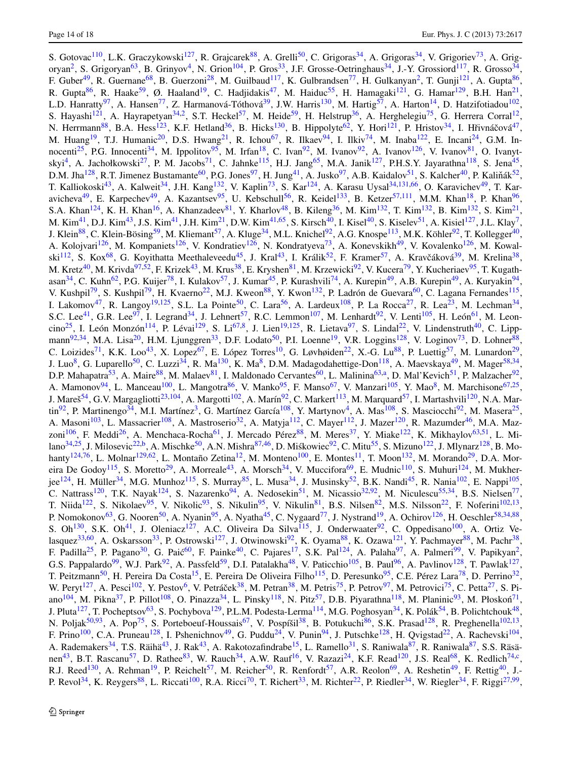S. Gotovac[110], L.K. Graczykowski[127], R. Grajcarek[88], A. Grelli[50], C. Grigoras[34], A. Grigoras[34], V. Grigoriev[73], A. Grigoryan[2], S. Grigoryan[63], B. Grinyov[4], N. Grion[104], P. Gros[33], J.F. Grosse-Oetringhaus[34], J.-Y. Grossiord[117], R. Grosso[34], F. Guber[49], R. Guernane[68], B. Guerzoni[28], M. Guilbaud[117], K. Gulbrandsen[77], H. Gulkanyan[2], T. Gunji[121], A. Gupta[86], R. Gupta[86], R. Haake[59], Ø. Haaland[19], C. Hadjidakis[47], M. Haiduc[55], H. Hamagaki[121], G. Hamar[129], B.H. Han[21], L.D. Hanratty[97], A. Hansen[77], Z. Harmanová-Tóthová[39], J.W. Harris[130], M. Hartig[57], A. Harton[14], D. Hatzifotiadou[102], S. Hayashi[121], A. Hayrapetyan[34,2], S.T. Heckel[57], M. Heide[59], H. Helstrup[36], A. Herghelegiu[75], G. Herrera Corral[12], N. Herrmann[88], B.A. Hess[123], K.F. Hetland[36], B. Hicks[130], B. Hippolyte[62], Y. Hori[121], P. Hristov[34], I. Hřivnáčová[47], M. Huang[19], T.J. Humanic[20], D.S. Hwang[21], R. Ichou[67], R. Ilkaev[94], I. Ilkiv[74], M. Inaba[122], E. Incani[24], G.M. Innocenti[25], P.G. Innocenti[34], M. Ippolitov[95], M. Irfan[18], C. Ivan[92], M. Ivanov[92], A. Ivanov[126], V. Ivanov[81], O. Ivanytskyi[4], A. Jachołkowski[27], P. M. Jacobs[71], C. Jahnke[115], H.J. Jang[65], M.A. Janik[127], P.H.S.Y. Jayarathna[118], S. Jena[45], D.M. Jha[128], R.T. Jimenez Bustamante[60], P.G. Jones[97], H. Jung[41], A. Jusko[97], A.B. Kaidalov[51], S. Kalcher[40], P. Kaliňák[52], T. Kalliokoski[43], A. Kalweit[34], J.H. Kang[132], V. Kaplin[73], S. Kar[124], A. Karasu Uysal[34,131,66], O. Karavichev[49], T. Karavicheva[49], E. Karpechev[49], A. Kazantsev[95], U. Kebschull[56], R. Keidel[133], B. Ketzer[57,111], M.M. Khan[18], P. Khan[96], S.A. Khan[124], K. H. Khan[16], A. Khanzadeev[81], Y. Kharlov[48], B. Kileng[36], M. Kim[132], T. Kim[132], B. Kim[132], S. Kim[21], M. Kim[41], D.J. Kim[43], J.S. Kim[41], J.H. Kim[21], D.W. Kim[41,65], S. Kirsch[40], I. Kisel[40], S. Kiselev[51], A. Kisiel[127], J.L. Klay[7], J. Klein[88], C. Klein-Bösing[59], M. Kliemant[57], A. Kluge[34], M.L. Knichel[92], A.G. Knospe[113], M.K. Köhler[92], T. Kollegger[40], A. Kolojvari[126], M. Kompaniets[126], V. Kondratiev[126], N. Kondratyeva[73], A. Konevskikh[49], V. Kovalenko[126], M. Kowalski[112], S. Kox[68], G. Koyithatta Meethaleveedu[45], J. Kral[43], I. Králik[52], F. Kramer[57], A. Kravčáková[39], M. Krelina[38], M. Kretz[40], M. Krivda[97,52], F. Krizek[43], M. Krus[38], E. Kryshen[81], M. Krzewicki[92], V. Kucera[79], Y. Kucheriaev[95], T. Kugathasan[34], C. Kuhn[62], P.G. Kuijer[78], I. Kulakov[57], J. Kumar[45], P. Kurashvili[74], A. Kurepin[49], A.B. Kurepin[49], A. Kuryakin[94], V. Kushpil[79], S. Kushpil[79], H. Kvaerno[22], M.J. Kweon[88], Y. Kwon[132], P. Ladrón de Guevara[60], C. Lagana Fernandes[115], I. Lakomov[47], R. Langoy[19,125], S.L. La Pointe[50], C. Lara[56], A. Lardeux[108], P. La Rocca[27], R. Lea[23], M. Lechman[34], S.C. Lee[41], G.R. Lee[97], I. Legrand[34], J. Lehnert[57], R.C. Lemmon[107], M. Lenhardt[92], V. Lenti[105], H. León[61], M. Leoncino[25], I. León Monzón[114], P. Lévai[129], S. Li[67,8], J. Lien[19,125], R. Lietava[97], S. Lindal[22], V. Lindenstruth[40], C. Lippmann[92,34], M.A. Lisa[20], H.M. Ljunggren[33], D.F. Lodato[50], P.I. Loenne[19], V.R. Loggins[128], V. Loginov[73], D. Lohner[88], C. Loizides[71], K.K. Loo[43], X. Lopez[67], E. López Torres[10], G. Løvhøiden[22], X.-G. Lu[88], P. Luettig[57], M. Lunardon[29], J. Luo[8], G. Luparello[50], C. Luzzi[34], R. Ma[130], K. Ma[8], D.M. Madagodahettige-Don[118], A. Maevskaya[49], M. Mager[58,34], D.P. Mahapatra[53], A. Maire[88], M. Malaev[81], I. Maldonado Cervantes[60], L. Malinina[63,a], D. Mal'Kevich[51], P. Malzacher[92], A. Mamonov[94], L. Manceau[100], L. Mangotra[86], V. Manko[95], F. Manso[67], V. Manzari[105], Y. Mao[8], M. Marchisone[67,25], J. Mareš[54], G.V. Margagliotti[23,104], A. Margotti[102], A. Marín[92], C. Markert[113], M. Marquard[57], I. Martashvili[120], N.A. Martin[92], P. Martinengo[34], M.I. Martínez[3], G. Martínez García[108], Y. Martynov[4], A. Mas[108], S. Masciocchi[92], M. Masera[25], A. Masoni[103], L. Massacrier[108], A. Mastroserio[32], A. Matyja[112], C. Mayer[112], J. Mazer[120], R. Mazumder[46], M.A. Mazzoni[106], F. Meddi[26], A. Menchaca-Rocha[61], J. Mercado Pérez[88], M. Meres[37], Y. Miake[122], K. Mikhaylov[63,51], L. Milano[34,25], J. Milosevic[22,b], A. Mischke[50], A.N. Mishra[87,46], D. Miśkowiec[92], C. Mitu[55], S. Mizuno[122], J. Mlynarz[128], B. Mohanty[124,76], L. Molnar[129,62], L. Montaño Zetina[12], M. Monteno[100], E. Montes[11], T. Moon[132], M. Morando[29], D.A. Moreira De Godoy[115], S. Moretto[29], A. Morreale[43], A. Morsch[34], V. Muccifora[69], E. Mudnic[110], S. Muhuri[124], M. Mukherjee[124], H. Müller[34], M.G. Munhoz[115], S. Murray[85], L. Musa[34], J. Musinsky[52], B.K. Nandi[45], R. Nania[102], E. Nappi[105], C. Nattrass[120], T.K. Nayak[124], S. Nazarenko[94], A. Nedosekin[51], M. Nicassio[32,92], M. Niculescu[55,34], B.S. Nielsen[77], T. Niida[122], S. Nikolaev[95], V. Nikolic[93], S. Nikulin[95], V. Nikulin[81], B.S. Nilsen[82], M.S. Nilsson[22], F. Noferini[102,13], P. Nomokonov[63], G. Nooren[50], A. Nyanin[95], A. Nyatha[45], C. Nygaard[77], J. Nystrand[19], A. Ochirov[126], H. Oeschler[58,34,88], S. Oh[130], S.K. Oh[41], J. Oleniacz[127], A.C. Oliveira Da Silva[115], J. Onderwaater[92], C. Oppedisano[100], A. Ortiz Velasquez[33,60], A. Oskarsson[33], P. Ostrowski[127], J. Otwinowski[92], K. Oyama[88], K. Ozawa[121], Y. Pachmayer[88], M. Pachr[38], F. Padilla[25], P. Pagano[30], G. Paić[60], F. Painke[40], C. Pajares[17], S.K. Pal[124], A. Palaha[97], A. Palmeri[99], V. Papikyan[2], G.S. Pappalardo[99], W.J. Park[92], A. Passfeld[59], D.I. Patalakha[48], V. Paticchio[105], B. Paul[96], A. Pavlinov[128], T. Pawlak[127], T. Peitzmann[50], H. Pereira Da Costa[15], E. Pereira De Oliveira Filho[115], D. Peresunko[95], C.E. Pérez Lara[78], D. Perrino[32], W. Peryt[127], A. Pesci[102], Y. Pestov[6], V. Petráček[38], M. Petran[38], M. Petris[75], P. Petrov[97], M. Petrovici[75], C. Petta[27], S. Piano[104], M. Pikna[37], P. Pillot[108], O. Pinazza[34], L. Pinsky[118], N. Pitz[57], D.B. Piyarathna[118], M. Planinic[93], M. Płoskoń[71], J. Pluta[127], T. Pocheptsov[63], S. Pochybova[129], P.L.M. Podesta-Lerma[114], M.G. Poghosyan[34], K. Polák[54], B. Polichtchouk[48], N. Poljak[50,93], A. Pop[75], S. Porteboeuf-Houssais[67], V. Pospíšil[38], B. Potukuchi[86], S.K. Prasad[128], R. Preghenella[102,13], F. Prino[100], C.A. Pruneau[128], I. Pshenichnov[49], G. Puddu[24], V. Punin[94], J. Putschke[128], H. Qvigstad[22], A. Rachevski[104], A. Rademakers[34], T.S. Räihä[43], J. Rak[43], A. Rakotozafindrabe[15], L. Ramello[31], S. Raniwala[87], R. Raniwala[87], S.S. Räsänen[43], B.T. Rascanu[57], D. Rathee[83], W. Rauch[34], A.W. Rauf[16], V. Razazi[24], K.F. Read[120], J.S. Real[68], K. Redlich[74,c], R.J. Reed[130], A. Rehman[19], P. Reichelt[57], M. Reicher[50], R. Renfordt[57], A.R. Reolon[69], A. Reshetin[49], F. Rettig[40], J.-P. Revol[34], K. Reygers[88], L. Riccati[100], R.A. Ricci[70], T. Richert[33], M. Richter[22], P. Riedler[34], W. Riegler[34], F. Riggi[27,99],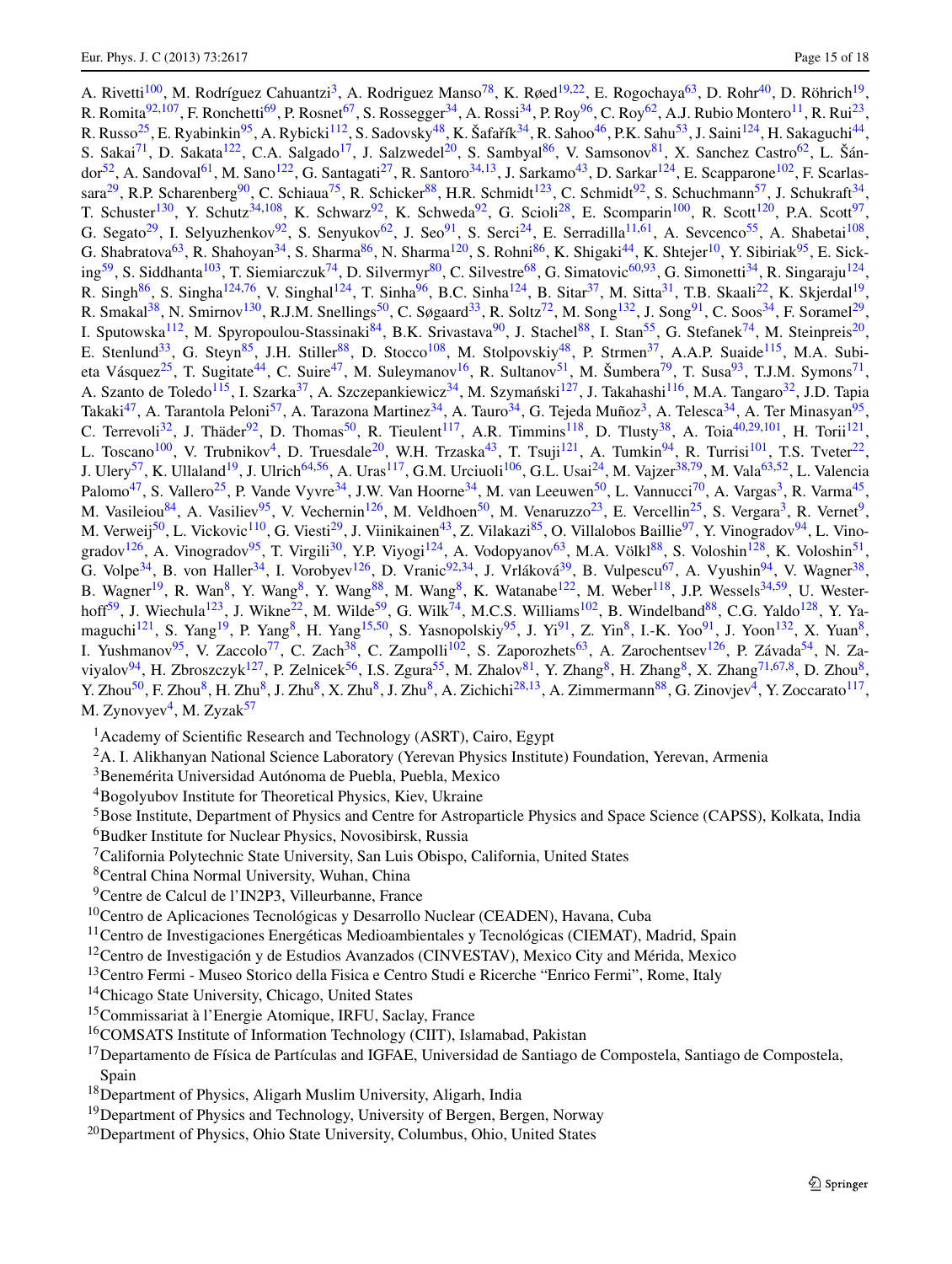A. Rivetti[100], M. Rodríguez Cahuantzi[3], A. Rodriguez Manso[78], K. Røed[19,22], E. Rogochaya[63], D. Rohr[40], D. Röhrich[19], R. Romita[92,107], F. Ronchetti[69], P. Rosnet[67], S. Rossegger[34], A. Rossi[34], P. Roy[96], C. Roy[62], A.J. Rubio Montero[11], R. Rui[23], R. Russo[25], E. Ryabinkin[95], A. Rybicki[112], S. Sadovsky[48], K. Šafařík[34], R. Sahoo[46], P.K. Sahu[53], J. Saini[124], H. Sakaguchi[44], S. Sakai[71], D. Sakata[122], C.A. Salgado[17], J. Salzwedel[20], S. Sambyal[86], V. Samsonov[81], X. Sanchez Castro[62], L. Šándor[52], A. Sandoval[61], M. Sano[122], G. Santagati[27], R. Santoro[34,13], J. Sarkamo[43], D. Sarkar[124], E. Scapparone[102], F. Scarlassara[29], R.P. Scharenberg[90], C. Schiaua[75], R. Schicker[88], H.R. Schmidt[123], C. Schmidt[92], S. Schuchmann[57], J. Schukraft[34], T. Schuster[130], Y. Schutz[34,108], K. Schwarz[92], K. Schweda[92], G. Scioli[28], E. Scomparin[100], R. Scott[120], P.A. Scott[97], G. Segato[29], I. Selyuzhenkov[92], S. Senyukov[62], J. Seo[91], S. Serci[24], E. Serradilla[11,61], A. Sevcenco[55], A. Shabetai[108], G. Shabratova[63], R. Shahoyan[34], S. Sharma[86], N. Sharma[120], S. Rohni[86], K. Shigaki[44], K. Shtejer[10], Y. Sibiriak[95], E. Sicking[59], S. Siddhanta[103], T. Siemiarczuk[74], D. Silvermyr[80], C. Silvestre[68], G. Simatovic[60,93], G. Simonetti[34], R. Singaraju[124], R. Singh[86], S. Singha[124,76], V. Singhal[124], T. Sinha[96], B.C. Sinha[124], B. Sitar[37], M. Sitta[31], T.B. Skaali[22], K. Skjerdal[19], R. Smakal[38], N. Smirnov[130], R.J.M. Snellings[50], C. Søgaard[33], R. Soltz[72], M. Song[132], J. Song[91], C. Soos[34], F. Soramel[29], I. Sputowska[112], M. Spyropoulou-Stassinaki[84], B.K. Srivastava[90], J. Stachel[88], I. Stan[55], G. Stefanek[74], M. Steinpreis[20], E. Stenlund[33], G. Steyn[85], J.H. Stiller[88], D. Stocco[108], M. Stolpovskiy[48], P. Strmen[37], A.A.P. Suaide[115], M.A. Subieta Vásquez[25], T. Sugitate[44], C. Suire[47], M. Suleymanov[16], R. Sultanov[51], M. Šumbera[79], T. Susa[93], T.J.M. Symons[71], A. Szanto de Toledo[115], I. Szarka[37], A. Szczepankiewicz[34], M. Szymański[127], J. Takahashi[116], M.A. Tangaro[32], J.D. Tapia Takaki[47], A. Tarantola Peloni[57], A. Tarazona Martinez[34], A. Tauro[34], G. Tejeda Muñoz[3], A. Telesca[34], A. Ter Minasyan[95], C. Terrevoli[32], J. Thäder[92], D. Thomas[50], R. Tieulent[117], A.R. Timmins[118], D. Tlusty[38], A. Toia[40,29,101], H. Torii[121], L. Toscano[100], V. Trubnikov[4], D. Truesdale[20], W.H. Trzaska[43], T. Tsuji[121], A. Tumkin[94], R. Turrisi[101], T.S. Tveter[22], J. Ulery[57], K. Ullaland[19], J. Ulrich[64,56], A. Uras[117], G.M. Urciuoli[106], G.L. Usai[24], M. Vajzer[38,79], M. Vala[63,52], L. Valencia Palomo[47], S. Vallero[25], P. Vande Vyvre[34], J.W. Van Hoorne[34], M. van Leeuwen[50], L. Vannucci[70], A. Vargas[3], R. Varma[45], M. Vasileiou[84], A. Vasiliev[95], V. Vechernin[126], M. Veldhoen[50], M. Venaruzzo[23], E. Vercellin[25], S. Vergara[3], R. Vernet[9], M. Verweij[50], L. Vickovic[110], G. Viesti[29], J. Viinikainen[43], Z. Vilakazi[85], O. Villalobos Baillie[97], Y. Vinogradov[94], L. Vinogradov[126], A. Vinogradov[95], T. Virgili[30], Y.P. Viyogi[124], A. Vodopyanov[63], M.A. Völkl[88], S. Voloshin[128], K. Voloshin[51], G. Volpe[34], B. von Haller[34], I. Vorobyev[126], D. Vranic[92,34], J. Vrláková[39], B. Vulpescu[67], A. Vyushin[94], V. Wagner[38], B. Wagner[19], R. Wan[8], Y. Wang[8], Y. Wang[88], M. Wang[8], K. Watanabe[122], M. Weber[118], J.P. Wessels[34,59], U. Westerhoff[59], J. Wiechula[123], J. Wikne[22], M. Wilde[59], G. Wilk[74], M.C.S. Williams[102], B. Windelband[88], C.G. Yaldo[128], Y. Yamaguchi[121], S. Yang[19], P. Yang[8], H. Yang[15,50], S. Yasnopolskiy[95], J. Yi[91], Z. Yin[8], I.-K. Yoo[91], J. Yoon[132], X. Yuan[8], I. Yushmanov[95], V. Zaccolo[77], C. Zach[38], C. Zampolli[102], S. Zaporozhets[63], A. Zarochentsev[126], P. Závada[54], N. Zaviyalov[94], H. Zbroszczyk[127], P. Zelnicek[56], I.S. Zgura[55], M. Zhalov[81], Y. Zhang[8], H. Zhang[8], X. Zhang[71,67,8], D. Zhou[8], Y. Zhou[50], F. Zhou[8], H. Zhu[8], J. Zhu[8], X. Zhu[8], J. Zhu[8], A. Zichichi[28,13], A. Zimmermann[88], G. Zinovjev[4], Y. Zoccarato[117], M. Zynovyev[4], M. Zyzak[57]

[1] Academy of Scientific Research and Technology (ASRT), Cairo, Egypt
[2] A. I. Alikhanyan National Science Laboratory (Yerevan Physics Institute) Foundation, Yerevan, Armenia
[3] Benemérita Universidad Autónoma de Puebla, Puebla, Mexico
[4] Bogolyubov Institute for Theoretical Physics, Kiev, Ukraine
[5] Bose Institute, Department of Physics and Centre for Astroparticle Physics and Space Science (CAPSS), Kolkata, India
[6] Budker Institute for Nuclear Physics, Novosibirsk, Russia
[7] California Polytechnic State University, San Luis Obispo, California, United States
[8] Central China Normal University, Wuhan, China
[9] Centre de Calcul de l'IN2P3, Villeurbanne, France
[10] Centro de Aplicaciones Tecnológicas y Desarrollo Nuclear (CEADEN), Havana, Cuba
[11] Centro de Investigaciones Energéticas Medioambientales y Tecnológicas (CIEMAT), Madrid, Spain
[12] Centro de Investigación y de Estudios Avanzados (CINVESTAV), Mexico City and Mérida, Mexico
[13] Centro Fermi - Museo Storico della Fisica e Centro Studi e Ricerche "Enrico Fermi", Rome, Italy
[14] Chicago State University, Chicago, United States
[15] Commissariat à l'Energie Atomique, IRFU, Saclay, France
[16] COMSATS Institute of Information Technology (CIIT), Islamabad, Pakistan
[17] Departamento de Física de Partículas and IGFAE, Universidad de Santiago de Compostela, Santiago de Compostela, Spain
[18] Department of Physics, Aligarh Muslim University, Aligarh, India
[19] Department of Physics and Technology, University of Bergen, Bergen, Norway
[20] Department of Physics, Ohio State University, Columbus, Ohio, United States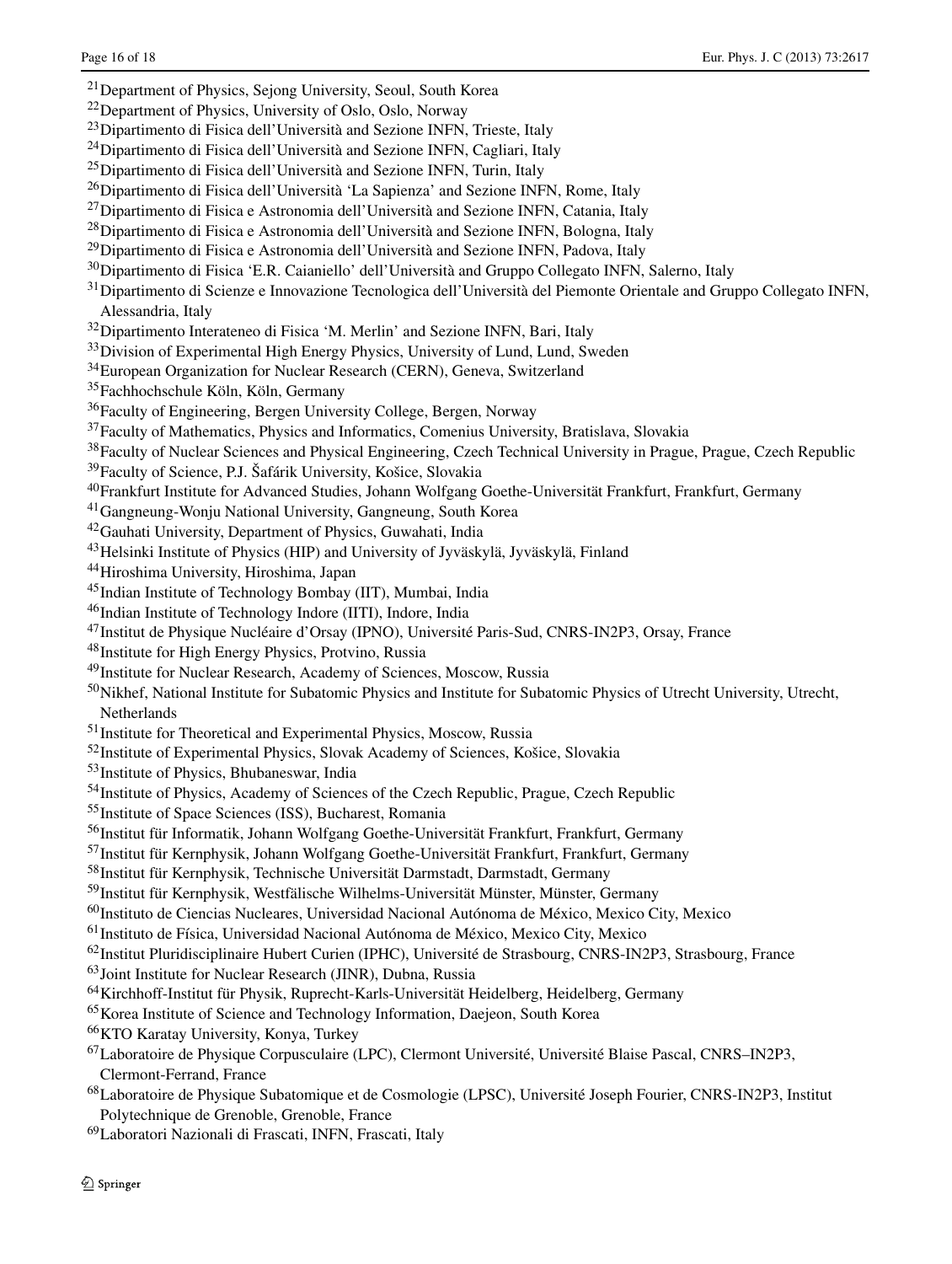[21] Department of Physics, Sejong University, Seoul, South Korea
[22] Department of Physics, University of Oslo, Oslo, Norway
[23] Dipartimento di Fisica dell'Università and Sezione INFN, Trieste, Italy
[24] Dipartimento di Fisica dell'Università and Sezione INFN, Cagliari, Italy
[25] Dipartimento di Fisica dell'Università and Sezione INFN, Turin, Italy
[26] Dipartimento di Fisica dell'Università 'La Sapienza' and Sezione INFN, Rome, Italy
[27] Dipartimento di Fisica e Astronomia dell'Università and Sezione INFN, Catania, Italy
[28] Dipartimento di Fisica e Astronomia dell'Università and Sezione INFN, Bologna, Italy
[29] Dipartimento di Fisica e Astronomia dell'Università and Sezione INFN, Padova, Italy
[30] Dipartimento di Fisica 'E.R. Caianiello' dell'Università and Gruppo Collegato INFN, Salerno, Italy
[31] Dipartimento di Scienze e Innovazione Tecnologica dell'Università del Piemonte Orientale and Gruppo Collegato INFN, Alessandria, Italy
[32] Dipartimento Interateneo di Fisica 'M. Merlin' and Sezione INFN, Bari, Italy
[33] Division of Experimental High Energy Physics, University of Lund, Lund, Sweden
[34] European Organization for Nuclear Research (CERN), Geneva, Switzerland
[35] Fachhochschule Köln, Köln, Germany
[36] Faculty of Engineering, Bergen University College, Bergen, Norway
[37] Faculty of Mathematics, Physics and Informatics, Comenius University, Bratislava, Slovakia
[38] Faculty of Nuclear Sciences and Physical Engineering, Czech Technical University in Prague, Prague, Czech Republic
[39] Faculty of Science, P.J. Šafárik University, Košice, Slovakia
[40] Frankfurt Institute for Advanced Studies, Johann Wolfgang Goethe-Universität Frankfurt, Frankfurt, Germany
[41] Gangneung-Wonju National University, Gangneung, South Korea
[42] Gauhati University, Department of Physics, Guwahati, India
[43] Helsinki Institute of Physics (HIP) and University of Jyväskylä, Jyväskylä, Finland
[44] Hiroshima University, Hiroshima, Japan
[45] Indian Institute of Technology Bombay (IIT), Mumbai, India
[46] Indian Institute of Technology Indore (IITI), Indore, India
[47] Institut de Physique Nucléaire d'Orsay (IPNO), Université Paris-Sud, CNRS-IN2P3, Orsay, France
[48] Institute for High Energy Physics, Protvino, Russia
[49] Institute for Nuclear Research, Academy of Sciences, Moscow, Russia
[50] Nikhef, National Institute for Subatomic Physics and Institute for Subatomic Physics of Utrecht University, Utrecht, Netherlands
[51] Institute for Theoretical and Experimental Physics, Moscow, Russia
[52] Institute of Experimental Physics, Slovak Academy of Sciences, Košice, Slovakia
[53] Institute of Physics, Bhubaneswar, India
[54] Institute of Physics, Academy of Sciences of the Czech Republic, Prague, Czech Republic
[55] Institute of Space Sciences (ISS), Bucharest, Romania
[56] Institut für Informatik, Johann Wolfgang Goethe-Universität Frankfurt, Frankfurt, Germany
[57] Institut für Kernphysik, Johann Wolfgang Goethe-Universität Frankfurt, Frankfurt, Germany
[58] Institut für Kernphysik, Technische Universität Darmstadt, Darmstadt, Germany
[59] Institut für Kernphysik, Westfälische Wilhelms-Universität Münster, Münster, Germany
[60] Instituto de Ciencias Nucleares, Universidad Nacional Autónoma de México, Mexico City, Mexico
[61] Instituto de Física, Universidad Nacional Autónoma de México, Mexico City, Mexico
[62] Institut Pluridisciplinaire Hubert Curien (IPHC), Université de Strasbourg, CNRS-IN2P3, Strasbourg, France
[63] Joint Institute for Nuclear Research (JINR), Dubna, Russia
[64] Kirchhoff-Institut für Physik, Ruprecht-Karls-Universität Heidelberg, Heidelberg, Germany
[65] Korea Institute of Science and Technology Information, Daejeon, South Korea
[66] KTO Karatay University, Konya, Turkey
[67] Laboratoire de Physique Corpusculaire (LPC), Clermont Université, Université Blaise Pascal, CNRS–IN2P3, Clermont-Ferrand, France
[68] Laboratoire de Physique Subatomique et de Cosmologie (LPSC), Université Joseph Fourier, CNRS-IN2P3, Institut Polytechnique de Grenoble, Grenoble, France
[69] Laboratori Nazionali di Frascati, INFN, Frascati, Italy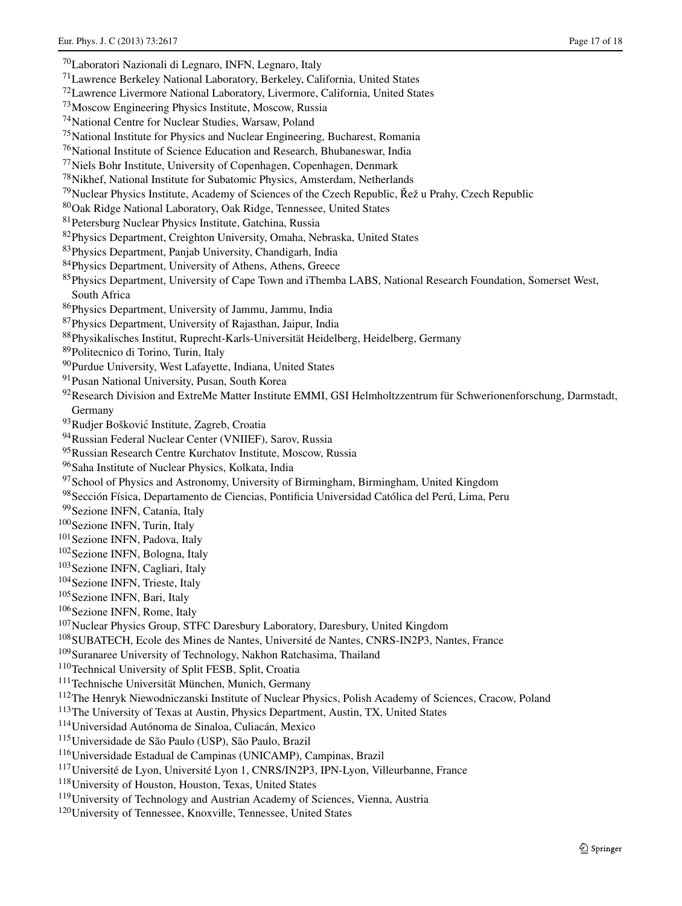[70]Laboratori Nazionali di Legnaro, INFN, Legnaro, Italy
[71]Lawrence Berkeley National Laboratory, Berkeley, California, United States
[72]Lawrence Livermore National Laboratory, Livermore, California, United States
[73]Moscow Engineering Physics Institute, Moscow, Russia
[74]National Centre for Nuclear Studies, Warsaw, Poland
[75]National Institute for Physics and Nuclear Engineering, Bucharest, Romania
[76]National Institute of Science Education and Research, Bhubaneswar, India
[77]Niels Bohr Institute, University of Copenhagen, Copenhagen, Denmark
[78]Nikhef, National Institute for Subatomic Physics, Amsterdam, Netherlands
[79]Nuclear Physics Institute, Academy of Sciences of the Czech Republic, Řež u Prahy, Czech Republic
[80]Oak Ridge National Laboratory, Oak Ridge, Tennessee, United States
[81]Petersburg Nuclear Physics Institute, Gatchina, Russia
[82]Physics Department, Creighton University, Omaha, Nebraska, United States
[83]Physics Department, Panjab University, Chandigarh, India
[84]Physics Department, University of Athens, Athens, Greece
[85]Physics Department, University of Cape Town and iThemba LABS, National Research Foundation, Somerset West, South Africa
[86]Physics Department, University of Jammu, Jammu, India
[87]Physics Department, University of Rajasthan, Jaipur, India
[88]Physikalisches Institut, Ruprecht-Karls-Universität Heidelberg, Heidelberg, Germany
[89]Politecnico di Torino, Turin, Italy
[90]Purdue University, West Lafayette, Indiana, United States
[91]Pusan National University, Pusan, South Korea
[92]Research Division and ExtreMe Matter Institute EMMI, GSI Helmholtzzentrum für Schwerionenforschung, Darmstadt, Germany
[93]Rudjer Bošković Institute, Zagreb, Croatia
[94]Russian Federal Nuclear Center (VNIIEF), Sarov, Russia
[95]Russian Research Centre Kurchatov Institute, Moscow, Russia
[96]Saha Institute of Nuclear Physics, Kolkata, India
[97]School of Physics and Astronomy, University of Birmingham, Birmingham, United Kingdom
[98]Sección Física, Departamento de Ciencias, Pontificia Universidad Católica del Perú, Lima, Peru
[99]Sezione INFN, Catania, Italy
[100]Sezione INFN, Turin, Italy
[101]Sezione INFN, Padova, Italy
[102]Sezione INFN, Bologna, Italy
[103]Sezione INFN, Cagliari, Italy
[104]Sezione INFN, Trieste, Italy
[105]Sezione INFN, Bari, Italy
[106]Sezione INFN, Rome, Italy
[107]Nuclear Physics Group, STFC Daresbury Laboratory, Daresbury, United Kingdom
[108]SUBATECH, Ecole des Mines de Nantes, Université de Nantes, CNRS-IN2P3, Nantes, France
[109]Suranaree University of Technology, Nakhon Ratchasima, Thailand
[110]Technical University of Split FESB, Split, Croatia
[111]Technische Universität München, Munich, Germany
[112]The Henryk Niewodniczanski Institute of Nuclear Physics, Polish Academy of Sciences, Cracow, Poland
[113]The University of Texas at Austin, Physics Department, Austin, TX, United States
[114]Universidad Autónoma de Sinaloa, Culiacán, Mexico
[115]Universidade de São Paulo (USP), São Paulo, Brazil
[116]Universidade Estadual de Campinas (UNICAMP), Campinas, Brazil
[117]Université de Lyon, Université Lyon 1, CNRS/IN2P3, IPN-Lyon, Villeurbanne, France
[118]University of Houston, Houston, Texas, United States
[119]University of Technology and Austrian Academy of Sciences, Vienna, Austria
[120]University of Tennessee, Knoxville, Tennessee, United States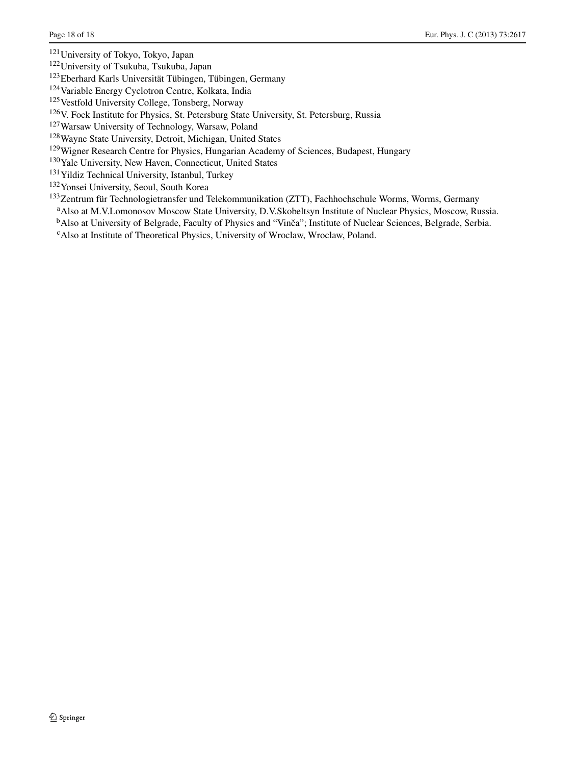[121]University of Tokyo, Tokyo, Japan
[122]University of Tsukuba, Tsukuba, Japan
[123]Eberhard Karls Universität Tübingen, Tübingen, Germany
[124]Variable Energy Cyclotron Centre, Kolkata, India
[125]Vestfold University College, Tonsberg, Norway
[126]V. Fock Institute for Physics, St. Petersburg State University, St. Petersburg, Russia
[127]Warsaw University of Technology, Warsaw, Poland
[128]Wayne State University, Detroit, Michigan, United States
[129]Wigner Research Centre for Physics, Hungarian Academy of Sciences, Budapest, Hungary
[130]Yale University, New Haven, Connecticut, United States
[131]Yildiz Technical University, Istanbul, Turkey
[132]Yonsei University, Seoul, South Korea
[133]Zentrum für Technologietransfer und Telekommunikation (ZTT), Fachhochschule Worms, Worms, Germany
[a]Also at M.V.Lomonosov Moscow State University, D.V.Skobeltsyn Institute of Nuclear Physics, Moscow, Russia.
[b]Also at University of Belgrade, Faculty of Physics and "Vinča"; Institute of Nuclear Sciences, Belgrade, Serbia.
[c]Also at Institute of Theoretical Physics, University of Wroclaw, Wroclaw, Poland.